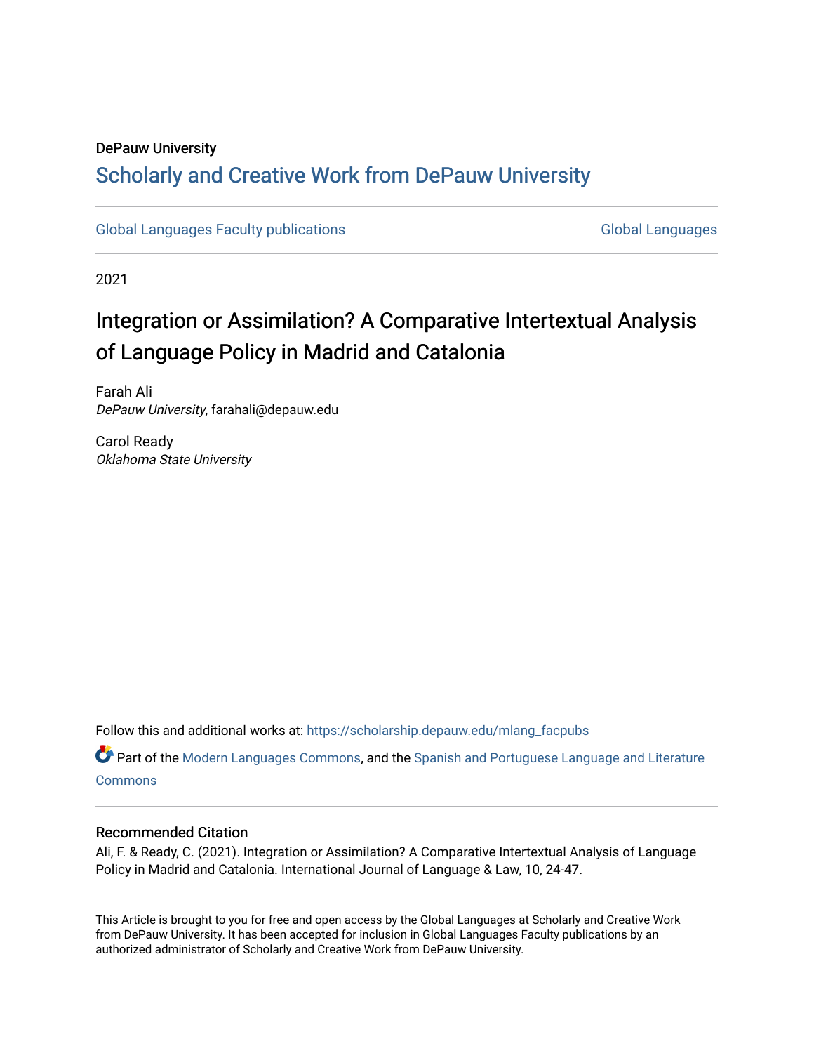DePauw University

## Scholarly and Creative Work from DePauw University

Global Languages Faculty publications | Global Languages

2021

# Integration or Assimilation? A Comparative Intertextual Analysis of Language Policy in Madrid and Catalonia

Farah Ali
*DePauw University*, farahali@depauw.edu

Carol Ready
*Oklahoma State University*

Follow this and additional works at: https://scholarship.depauw.edu/mlang_facpubs

Part of the Modern Languages Commons, and the Spanish and Portuguese Language and Literature Commons

### Recommended Citation

Ali, F. & Ready, C. (2021). Integration or Assimilation? A Comparative Intertextual Analysis of Language Policy in Madrid and Catalonia. International Journal of Language & Law, 10, 24-47.

This Article is brought to you for free and open access by the Global Languages at Scholarly and Creative Work from DePauw University. It has been accepted for inclusion in Global Languages Faculty publications by an authorized administrator of Scholarly and Creative Work from DePauw University.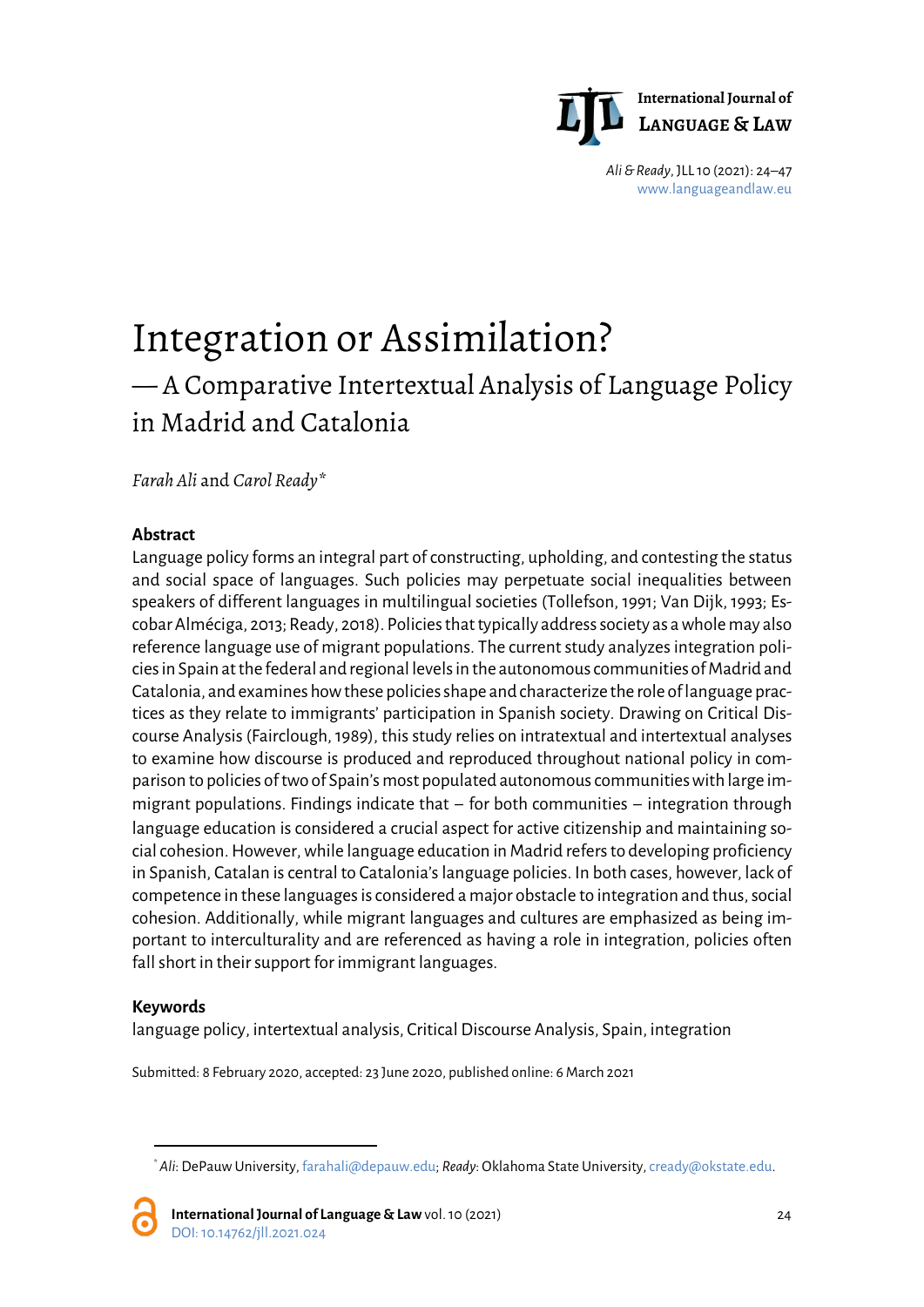# Integration or Assimilation?

## — A Comparative Intertextual Analysis of Language Policy in Madrid and Catalonia

*Farah Ali* and *Carol Ready*[*]

### Abstract

Language policy forms an integral part of constructing, upholding, and contesting the status and social space of languages. Such policies may perpetuate social inequalities between speakers of different languages in multilingual societies (Tollefson, 1991; Van Dijk, 1993; Escobar Alméciga, 2013; Ready, 2018). Policies that typically address society as a whole may also reference language use of migrant populations. The current study analyzes integration policies in Spain at the federal and regional levels in the autonomous communities of Madrid and Catalonia, and examines how these policies shape and characterize the role of language practices as they relate to immigrants' participation in Spanish society. Drawing on Critical Discourse Analysis (Fairclough, 1989), this study relies on intratextual and intertextual analyses to examine how discourse is produced and reproduced throughout national policy in comparison to policies of two of Spain's most populated autonomous communities with large immigrant populations. Findings indicate that – for both communities – integration through language education is considered a crucial aspect for active citizenship and maintaining social cohesion. However, while language education in Madrid refers to developing proficiency in Spanish, Catalan is central to Catalonia's language policies. In both cases, however, lack of competence in these languages is considered a major obstacle to integration and thus, social cohesion. Additionally, while migrant languages and cultures are emphasized as being important to interculturality and are referenced as having a role in integration, policies often fall short in their support for immigrant languages.

### Keywords

language policy, intertextual analysis, Critical Discourse Analysis, Spain, integration

Submitted: 8 February 2020, accepted: 23 June 2020, published online: 6 March 2021

---

[*] *Ali*: DePauw University, farahali@depauw.edu; *Ready*: Oklahoma State University, cready@okstate.edu.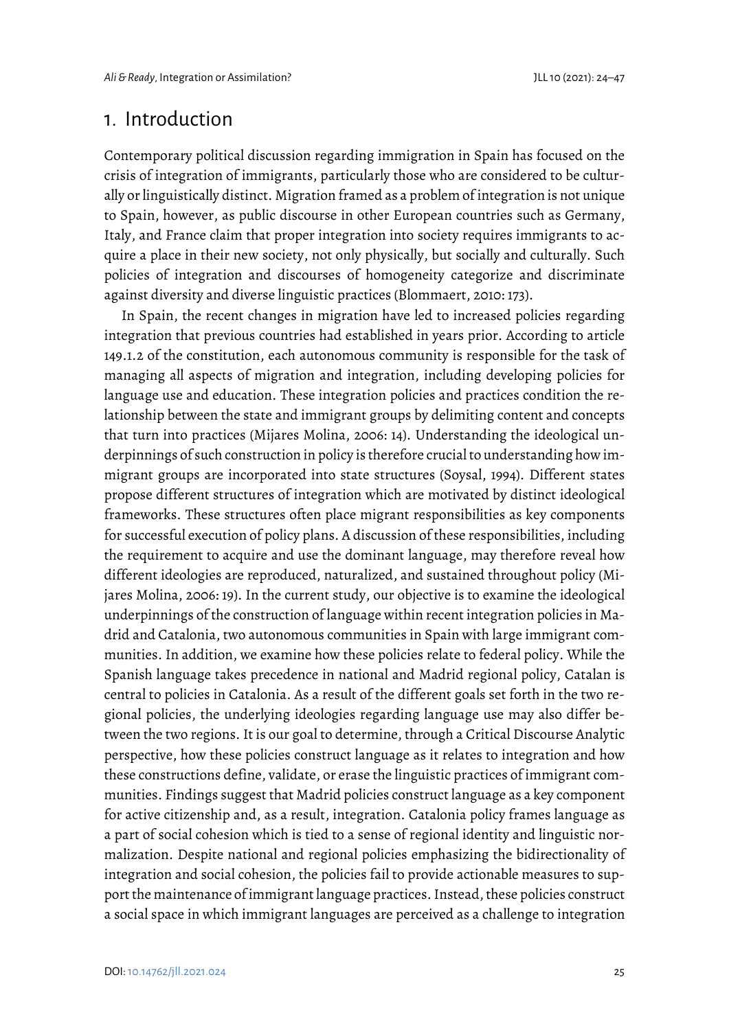# 1. Introduction

Contemporary political discussion regarding immigration in Spain has focused on the crisis of integration of immigrants, particularly those who are considered to be culturally or linguistically distinct. Migration framed as a problem of integration is not unique to Spain, however, as public discourse in other European countries such as Germany, Italy, and France claim that proper integration into society requires immigrants to acquire a place in their new society, not only physically, but socially and culturally. Such policies of integration and discourses of homogeneity categorize and discriminate against diversity and diverse linguistic practices (Blommaert, 2010: 173).

In Spain, the recent changes in migration have led to increased policies regarding integration that previous countries had established in years prior. According to article 149.1.2 of the constitution, each autonomous community is responsible for the task of managing all aspects of migration and integration, including developing policies for language use and education. These integration policies and practices condition the relationship between the state and immigrant groups by delimiting content and concepts that turn into practices (Mijares Molina, 2006: 14). Understanding the ideological underpinnings of such construction in policy is therefore crucial to understanding how immigrant groups are incorporated into state structures (Soysal, 1994). Different states propose different structures of integration which are motivated by distinct ideological frameworks. These structures often place migrant responsibilities as key components for successful execution of policy plans. A discussion of these responsibilities, including the requirement to acquire and use the dominant language, may therefore reveal how different ideologies are reproduced, naturalized, and sustained throughout policy (Mijares Molina, 2006: 19). In the current study, our objective is to examine the ideological underpinnings of the construction of language within recent integration policies in Madrid and Catalonia, two autonomous communities in Spain with large immigrant communities. In addition, we examine how these policies relate to federal policy. While the Spanish language takes precedence in national and Madrid regional policy, Catalan is central to policies in Catalonia. As a result of the different goals set forth in the two regional policies, the underlying ideologies regarding language use may also differ between the two regions. It is our goal to determine, through a Critical Discourse Analytic perspective, how these policies construct language as it relates to integration and how these constructions define, validate, or erase the linguistic practices of immigrant communities. Findings suggest that Madrid policies construct language as a key component for active citizenship and, as a result, integration. Catalonia policy frames language as a part of social cohesion which is tied to a sense of regional identity and linguistic normalization. Despite national and regional policies emphasizing the bidirectionality of integration and social cohesion, the policies fail to provide actionable measures to support the maintenance of immigrant language practices. Instead, these policies construct a social space in which immigrant languages are perceived as a challenge to integration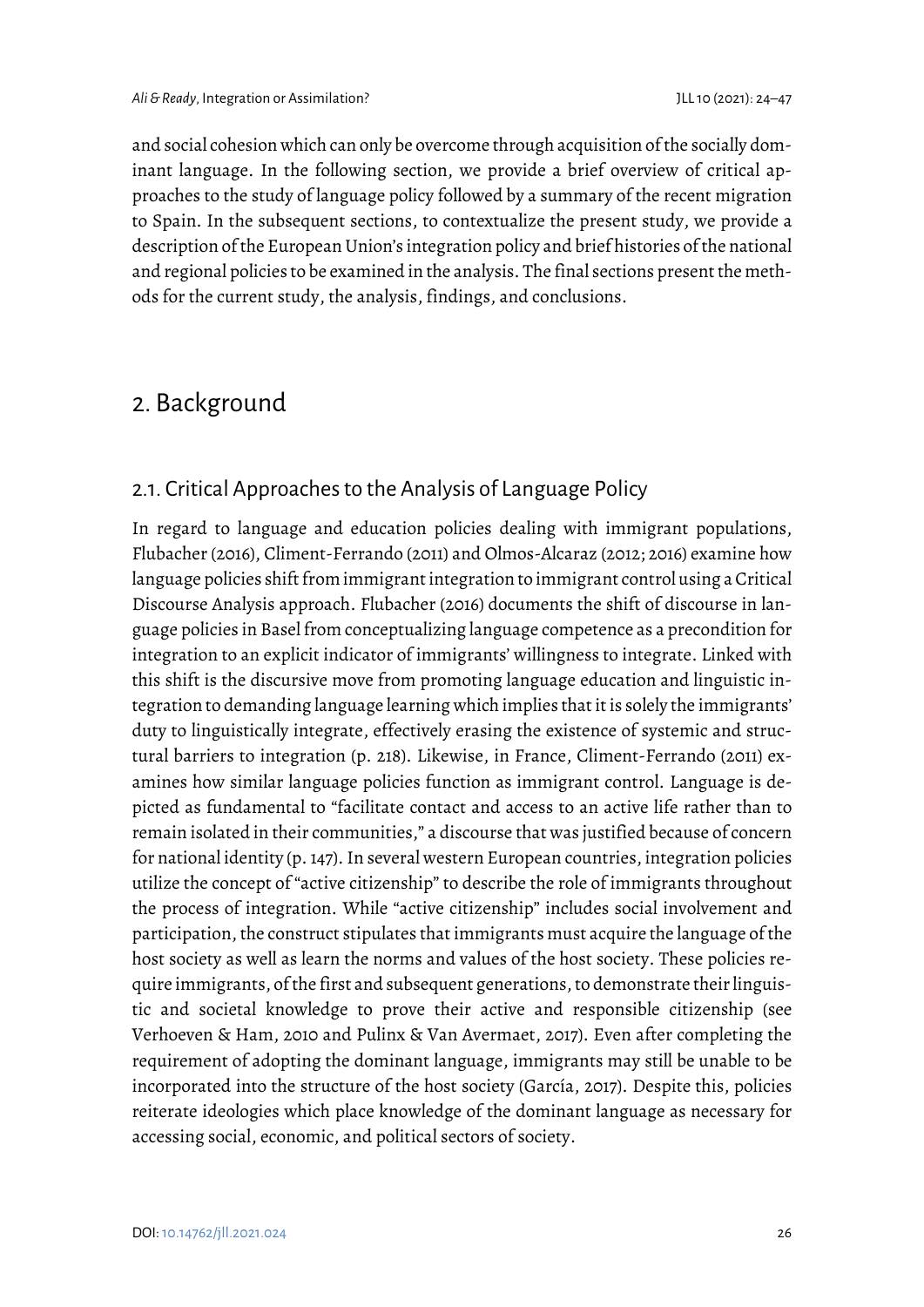and social cohesion which can only be overcome through acquisition of the socially dominant language. In the following section, we provide a brief overview of critical approaches to the study of language policy followed by a summary of the recent migration to Spain. In the subsequent sections, to contextualize the present study, we provide a description of the European Union's integration policy and brief histories of the national and regional policies to be examined in the analysis. The final sections present the methods for the current study, the analysis, findings, and conclusions.

## 2. Background

### 2.1. Critical Approaches to the Analysis of Language Policy

In regard to language and education policies dealing with immigrant populations, Flubacher (2016), Climent-Ferrando (2011) and Olmos-Alcaraz (2012; 2016) examine how language policies shift from immigrant integration to immigrant control using a Critical Discourse Analysis approach. Flubacher (2016) documents the shift of discourse in language policies in Basel from conceptualizing language competence as a precondition for integration to an explicit indicator of immigrants' willingness to integrate. Linked with this shift is the discursive move from promoting language education and linguistic integration to demanding language learning which implies that it is solely the immigrants' duty to linguistically integrate, effectively erasing the existence of systemic and structural barriers to integration (p. 218). Likewise, in France, Climent-Ferrando (2011) examines how similar language policies function as immigrant control. Language is depicted as fundamental to "facilitate contact and access to an active life rather than to remain isolated in their communities," a discourse that was justified because of concern for national identity (p. 147). In several western European countries, integration policies utilize the concept of "active citizenship" to describe the role of immigrants throughout the process of integration. While "active citizenship" includes social involvement and participation, the construct stipulates that immigrants must acquire the language of the host society as well as learn the norms and values of the host society. These policies require immigrants, of the first and subsequent generations, to demonstrate their linguistic and societal knowledge to prove their active and responsible citizenship (see Verhoeven & Ham, 2010 and Pulinx & Van Avermaet, 2017). Even after completing the requirement of adopting the dominant language, immigrants may still be unable to be incorporated into the structure of the host society (García, 2017). Despite this, policies reiterate ideologies which place knowledge of the dominant language as necessary for accessing social, economic, and political sectors of society.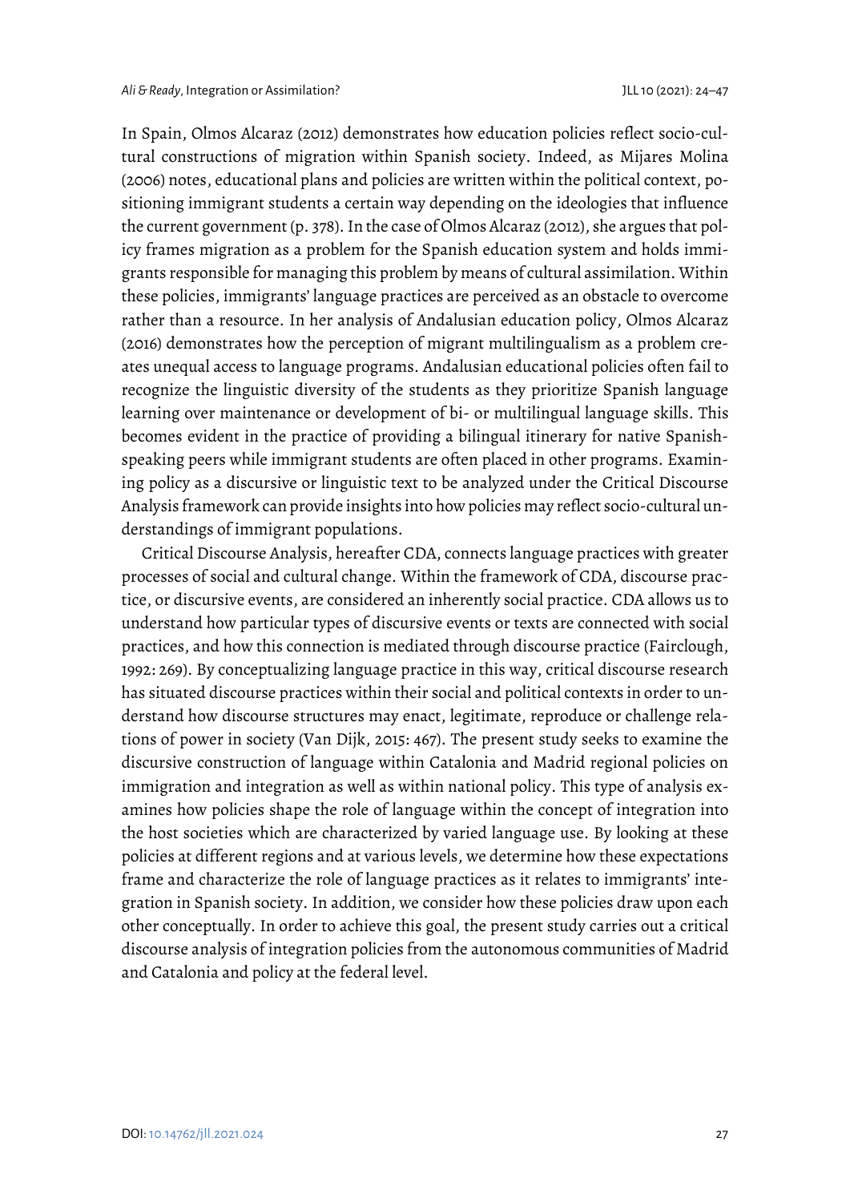In Spain, Olmos Alcaraz (2012) demonstrates how education policies reflect socio-cultural constructions of migration within Spanish society. Indeed, as Mijares Molina (2006) notes, educational plans and policies are written within the political context, positioning immigrant students a certain way depending on the ideologies that influence the current government (p. 378). In the case of Olmos Alcaraz (2012), she argues that policy frames migration as a problem for the Spanish education system and holds immigrants responsible for managing this problem by means of cultural assimilation. Within these policies, immigrants' language practices are perceived as an obstacle to overcome rather than a resource. In her analysis of Andalusian education policy, Olmos Alcaraz (2016) demonstrates how the perception of migrant multilingualism as a problem creates unequal access to language programs. Andalusian educational policies often fail to recognize the linguistic diversity of the students as they prioritize Spanish language learning over maintenance or development of bi- or multilingual language skills. This becomes evident in the practice of providing a bilingual itinerary for native Spanish-speaking peers while immigrant students are often placed in other programs. Examining policy as a discursive or linguistic text to be analyzed under the Critical Discourse Analysis framework can provide insights into how policies may reflect socio-cultural understandings of immigrant populations.

Critical Discourse Analysis, hereafter CDA, connects language practices with greater processes of social and cultural change. Within the framework of CDA, discourse practice, or discursive events, are considered an inherently social practice. CDA allows us to understand how particular types of discursive events or texts are connected with social practices, and how this connection is mediated through discourse practice (Fairclough, 1992: 269). By conceptualizing language practice in this way, critical discourse research has situated discourse practices within their social and political contexts in order to understand how discourse structures may enact, legitimate, reproduce or challenge relations of power in society (Van Dijk, 2015: 467). The present study seeks to examine the discursive construction of language within Catalonia and Madrid regional policies on immigration and integration as well as within national policy. This type of analysis examines how policies shape the role of language within the concept of integration into the host societies which are characterized by varied language use. By looking at these policies at different regions and at various levels, we determine how these expectations frame and characterize the role of language practices as it relates to immigrants' integration in Spanish society. In addition, we consider how these policies draw upon each other conceptually. In order to achieve this goal, the present study carries out a critical discourse analysis of integration policies from the autonomous communities of Madrid and Catalonia and policy at the federal level.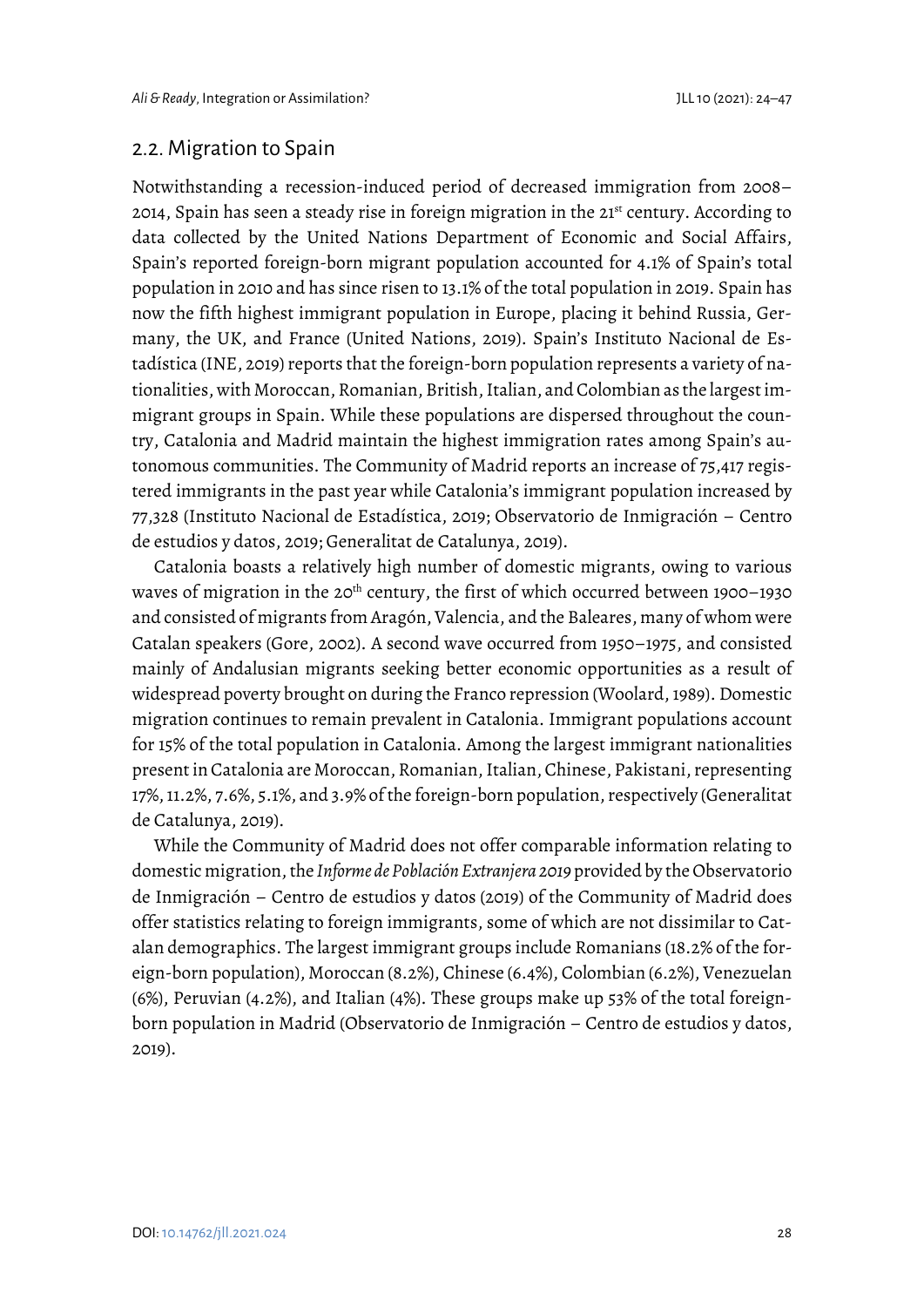## 2.2. Migration to Spain

Notwithstanding a recession-induced period of decreased immigration from 2008–2014, Spain has seen a steady rise in foreign migration in the 21st century. According to data collected by the United Nations Department of Economic and Social Affairs, Spain's reported foreign-born migrant population accounted for 4.1% of Spain's total population in 2010 and has since risen to 13.1% of the total population in 2019. Spain has now the fifth highest immigrant population in Europe, placing it behind Russia, Germany, the UK, and France (United Nations, 2019). Spain's Instituto Nacional de Estadística (INE, 2019) reports that the foreign-born population represents a variety of nationalities, with Moroccan, Romanian, British, Italian, and Colombian as the largest immigrant groups in Spain. While these populations are dispersed throughout the country, Catalonia and Madrid maintain the highest immigration rates among Spain's autonomous communities. The Community of Madrid reports an increase of 75,417 registered immigrants in the past year while Catalonia's immigrant population increased by 77,328 (Instituto Nacional de Estadística, 2019; Observatorio de Inmigración – Centro de estudios y datos, 2019; Generalitat de Catalunya, 2019).

Catalonia boasts a relatively high number of domestic migrants, owing to various waves of migration in the 20th century, the first of which occurred between 1900–1930 and consisted of migrants from Aragón, Valencia, and the Baleares, many of whom were Catalan speakers (Gore, 2002). A second wave occurred from 1950–1975, and consisted mainly of Andalusian migrants seeking better economic opportunities as a result of widespread poverty brought on during the Franco repression (Woolard, 1989). Domestic migration continues to remain prevalent in Catalonia. Immigrant populations account for 15% of the total population in Catalonia. Among the largest immigrant nationalities present in Catalonia are Moroccan, Romanian, Italian, Chinese, Pakistani, representing 17%, 11.2%, 7.6%, 5.1%, and 3.9% of the foreign-born population, respectively (Generalitat de Catalunya, 2019).

While the Community of Madrid does not offer comparable information relating to domestic migration, the *Informe de Población Extranjera 2019* provided by the Observatorio de Inmigración – Centro de estudios y datos (2019) of the Community of Madrid does offer statistics relating to foreign immigrants, some of which are not dissimilar to Catalan demographics. The largest immigrant groups include Romanians (18.2% of the foreign-born population), Moroccan (8.2%), Chinese (6.4%), Colombian (6.2%), Venezuelan (6%), Peruvian (4.2%), and Italian (4%). These groups make up 53% of the total foreign-born population in Madrid (Observatorio de Inmigración – Centro de estudios y datos, 2019).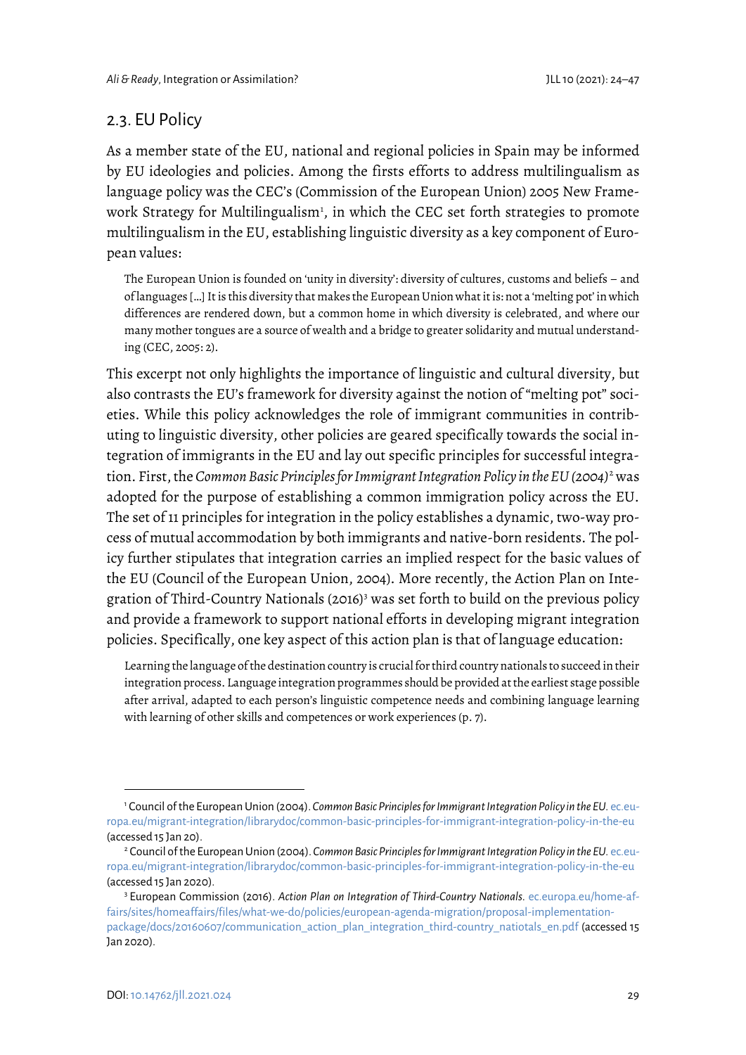## 2.3. EU Policy

As a member state of the EU, national and regional policies in Spain may be informed by EU ideologies and policies. Among the firsts efforts to address multilingualism as language policy was the CEC's (Commission of the European Union) 2005 New Framework Strategy for Multilingualism[1], in which the CEC set forth strategies to promote multilingualism in the EU, establishing linguistic diversity as a key component of European values:

> The European Union is founded on 'unity in diversity': diversity of cultures, customs and beliefs – and of languages […] It is this diversity that makes the European Union what it is: not a 'melting pot' in which differences are rendered down, but a common home in which diversity is celebrated, and where our many mother tongues are a source of wealth and a bridge to greater solidarity and mutual understanding (CEC, 2005: 2).

This excerpt not only highlights the importance of linguistic and cultural diversity, but also contrasts the EU's framework for diversity against the notion of "melting pot" societies. While this policy acknowledges the role of immigrant communities in contributing to linguistic diversity, other policies are geared specifically towards the social integration of immigrants in the EU and lay out specific principles for successful integration. First, the *Common Basic Principles for Immigrant Integration Policy in the EU (2004)*[2] was adopted for the purpose of establishing a common immigration policy across the EU. The set of 11 principles for integration in the policy establishes a dynamic, two-way process of mutual accommodation by both immigrants and native-born residents. The policy further stipulates that integration carries an implied respect for the basic values of the EU (Council of the European Union, 2004). More recently, the Action Plan on Integration of Third-Country Nationals (2016)[3] was set forth to build on the previous policy and provide a framework to support national efforts in developing migrant integration policies. Specifically, one key aspect of this action plan is that of language education:

> Learning the language of the destination country is crucial for third country nationals to succeed in their integration process. Language integration programmes should be provided at the earliest stage possible after arrival, adapted to each person's linguistic competence needs and combining language learning with learning of other skills and competences or work experiences (p. 7).

---

[1] Council of the European Union (2004). *Common Basic Principles for Immigrant Integration Policy in the EU*. ec.europa.eu/migrant-integration/librarydoc/common-basic-principles-for-immigrant-integration-policy-in-the-eu (accessed 15 Jan 20).

[2] Council of the European Union (2004). *Common Basic Principles for Immigrant Integration Policy in the EU*. ec.europa.eu/migrant-integration/librarydoc/common-basic-principles-for-immigrant-integration-policy-in-the-eu (accessed 15 Jan 2020).

[3] European Commission (2016). *Action Plan on Integration of Third-Country Nationals*. ec.europa.eu/home-affairs/sites/homeaffairs/files/what-we-do/policies/european-agenda-migration/proposal-implementation-package/docs/20160607/communication_action_plan_integration_third-country_natiotals_en.pdf (accessed 15 Jan 2020).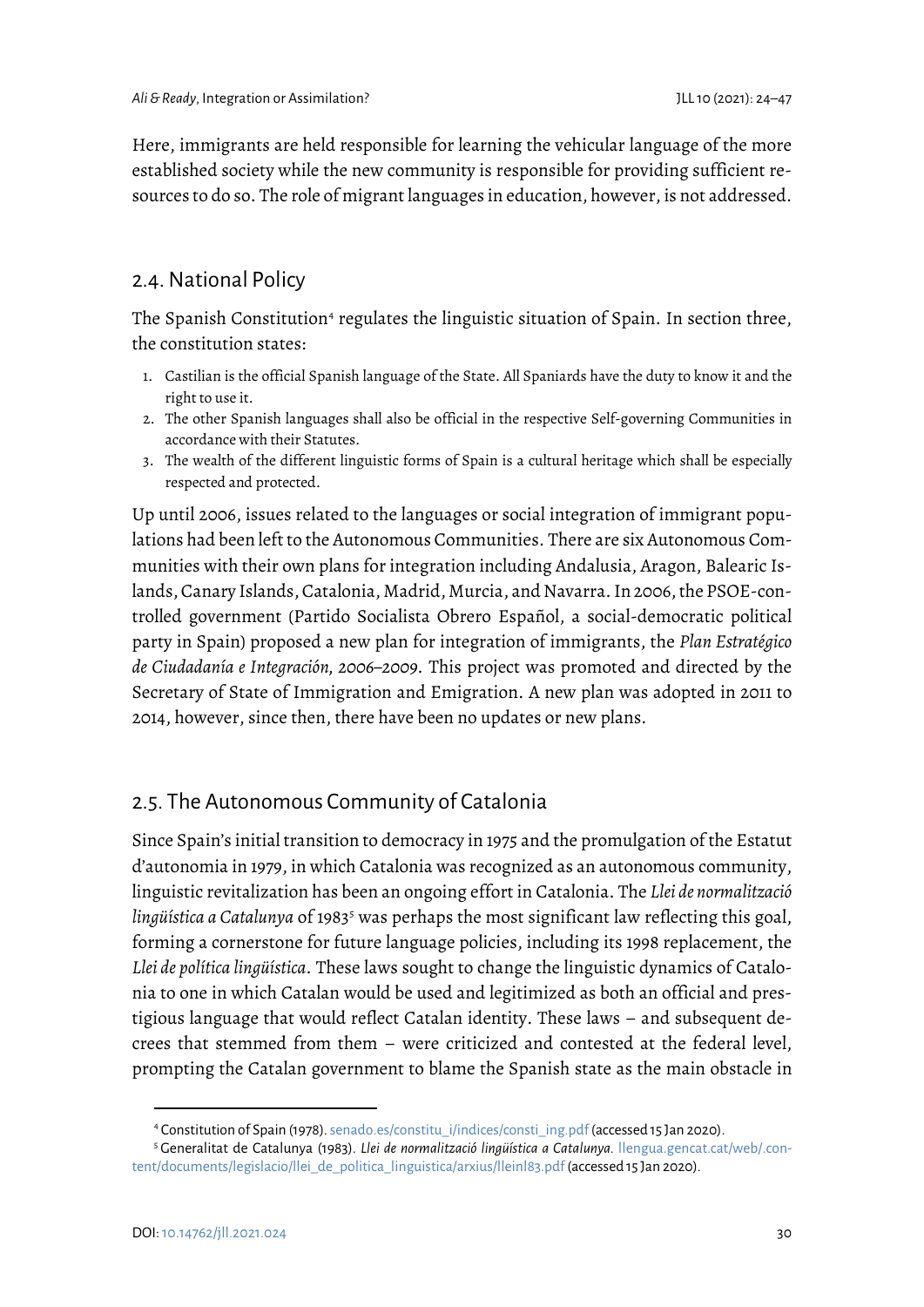Here, immigrants are held responsible for learning the vehicular language of the more established society while the new community is responsible for providing sufficient resources to do so. The role of migrant languages in education, however, is not addressed.

## 2.4. National Policy

The Spanish Constitution[4] regulates the linguistic situation of Spain. In section three, the constitution states:

1. Castilian is the official Spanish language of the State. All Spaniards have the duty to know it and the right to use it.
2. The other Spanish languages shall also be official in the respective Self-governing Communities in accordance with their Statutes.
3. The wealth of the different linguistic forms of Spain is a cultural heritage which shall be especially respected and protected.

Up until 2006, issues related to the languages or social integration of immigrant populations had been left to the Autonomous Communities. There are six Autonomous Communities with their own plans for integration including Andalusia, Aragon, Balearic Islands, Canary Islands, Catalonia, Madrid, Murcia, and Navarra. In 2006, the PSOE-controlled government (Partido Socialista Obrero Español, a social-democratic political party in Spain) proposed a new plan for integration of immigrants, the *Plan Estratégico de Ciudadanía e Integración, 2006–2009*. This project was promoted and directed by the Secretary of State of Immigration and Emigration. A new plan was adopted in 2011 to 2014, however, since then, there have been no updates or new plans.

## 2.5. The Autonomous Community of Catalonia

Since Spain's initial transition to democracy in 1975 and the promulgation of the Estatut d'autonomia in 1979, in which Catalonia was recognized as an autonomous community, linguistic revitalization has been an ongoing effort in Catalonia. The *Llei de normalització lingüística a Catalunya* of 1983[5] was perhaps the most significant law reflecting this goal, forming a cornerstone for future language policies, including its 1998 replacement, the *Llei de política lingüística*. These laws sought to change the linguistic dynamics of Catalonia to one in which Catalan would be used and legitimized as both an official and prestigious language that would reflect Catalan identity. These laws – and subsequent decrees that stemmed from them – were criticized and contested at the federal level, prompting the Catalan government to blame the Spanish state as the main obstacle in

---

[4] Constitution of Spain (1978). senado.es/constitu_i/indices/consti_ing.pdf (accessed 15 Jan 2020).

[5] Generalitat de Catalunya (1983). *Llei de normalització lingüística a Catalunya.* llengua.gencat.cat/web/.content/documents/legislacio/llei_de_politica_linguistica/arxius/lleinl83.pdf (accessed 15 Jan 2020).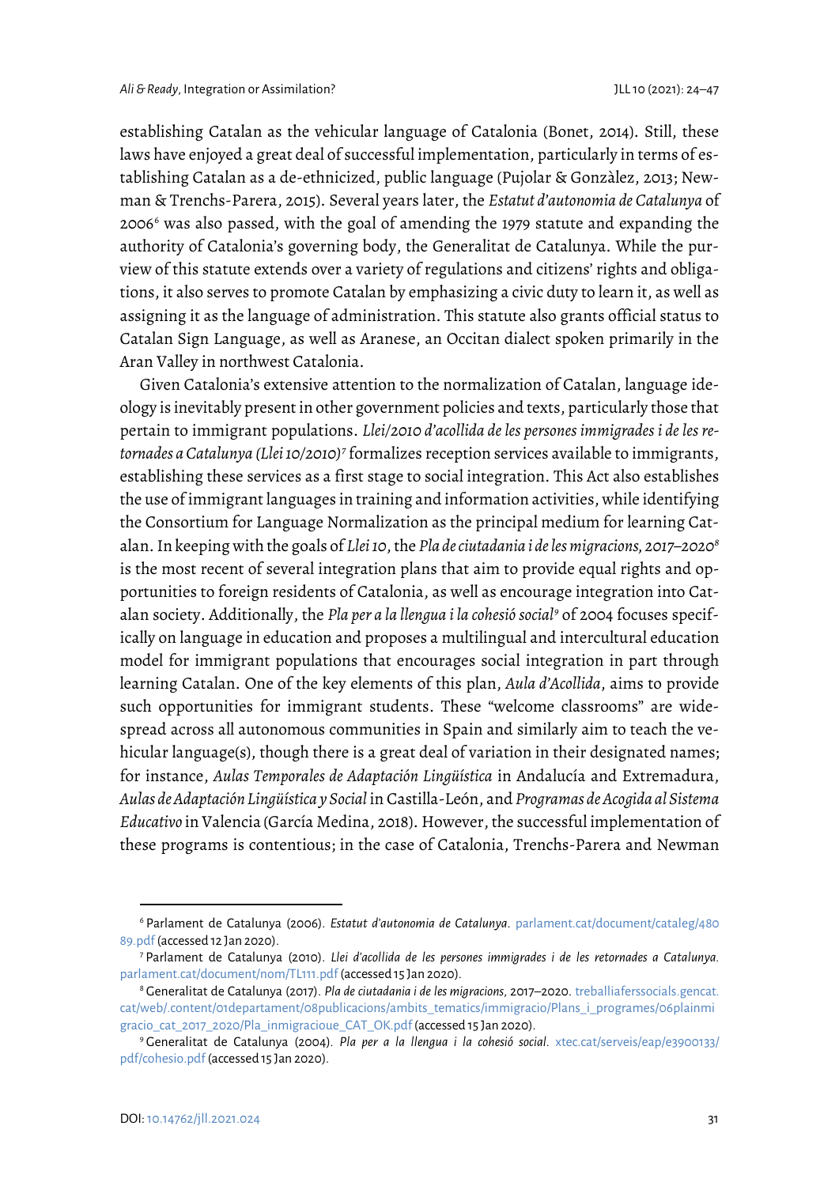establishing Catalan as the vehicular language of Catalonia (Bonet, 2014). Still, these laws have enjoyed a great deal of successful implementation, particularly in terms of establishing Catalan as a de-ethnicized, public language (Pujolar & Gonzàlez, 2013; Newman & Trenchs-Parera, 2015). Several years later, the *Estatut d'autonomia de Catalunya* of 2006[6] was also passed, with the goal of amending the 1979 statute and expanding the authority of Catalonia's governing body, the Generalitat de Catalunya. While the purview of this statute extends over a variety of regulations and citizens' rights and obligations, it also serves to promote Catalan by emphasizing a civic duty to learn it, as well as assigning it as the language of administration. This statute also grants official status to Catalan Sign Language, as well as Aranese, an Occitan dialect spoken primarily in the Aran Valley in northwest Catalonia.

Given Catalonia's extensive attention to the normalization of Catalan, language ideology is inevitably present in other government policies and texts, particularly those that pertain to immigrant populations. *Llei/2010 d'acollida de les persones immigrades i de les retornades a Catalunya (Llei 10/2010)*[7] formalizes reception services available to immigrants, establishing these services as a first stage to social integration. This Act also establishes the use of immigrant languages in training and information activities, while identifying the Consortium for Language Normalization as the principal medium for learning Catalan. In keeping with the goals of *Llei 10*, the *Pla de ciutadania i de les migracions, 2017–2020*[8] is the most recent of several integration plans that aim to provide equal rights and opportunities to foreign residents of Catalonia, as well as encourage integration into Catalan society. Additionally, the *Pla per a la llengua i la cohesió social*[9] of 2004 focuses specifically on language in education and proposes a multilingual and intercultural education model for immigrant populations that encourages social integration in part through learning Catalan. One of the key elements of this plan, *Aula d'Acollida*, aims to provide such opportunities for immigrant students. These "welcome classrooms" are widespread across all autonomous communities in Spain and similarly aim to teach the vehicular language(s), though there is a great deal of variation in their designated names; for instance, *Aulas Temporales de Adaptación Lingüística* in Andalucía and Extremadura, *Aulas de Adaptación Lingüística y Social* in Castilla-León, and *Programas de Acogida al Sistema Educativo* in Valencia (García Medina, 2018). However, the successful implementation of these programs is contentious; in the case of Catalonia, Trenchs-Parera and Newman

---

[6] Parlament de Catalunya (2006). *Estatut d'autonomia de Catalunya*. parlament.cat/document/cataleg/48089.pdf (accessed 12 Jan 2020).

[7] Parlament de Catalunya (2010). *Llei d'acollida de les persones immigrades i de les retornades a Catalunya*. parlament.cat/document/nom/TL111.pdf (accessed 15 Jan 2020).

[8] Generalitat de Catalunya (2017). *Pla de ciutadania i de les migracions, 2017–2020*. treballiaferssocials.gencat.cat/web/.content/01departament/08publicacions/ambits_tematics/immigracio/Plans_i_programes/06plaimmigracio_cat_2017_2020/Pla_inmigracioue_CAT_OK.pdf (accessed 15 Jan 2020).

[9] Generalitat de Catalunya (2004). *Pla per a la llengua i la cohesió social*. xtec.cat/serveis/eap/e3900133/pdf/cohesio.pdf (accessed 15 Jan 2020).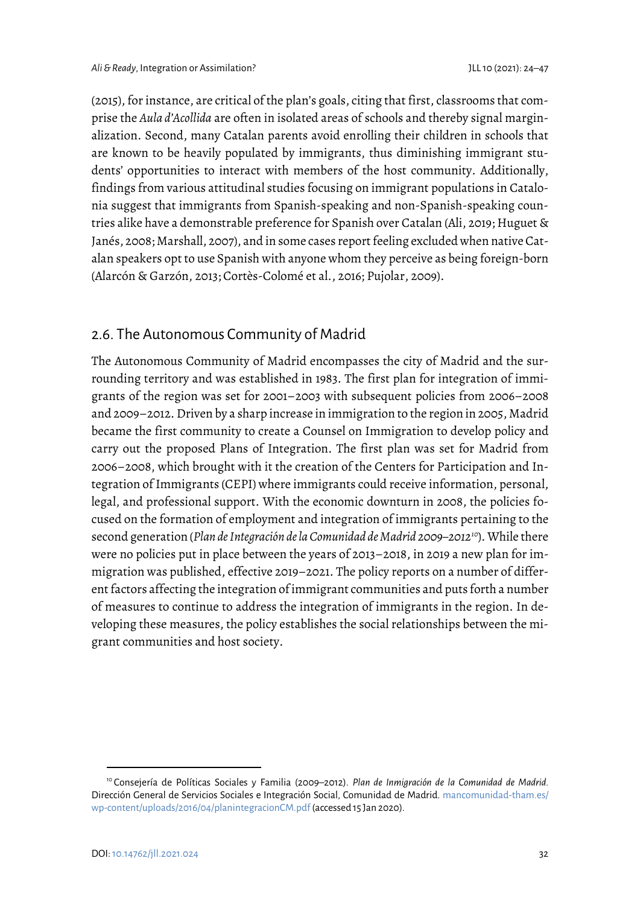(2015), for instance, are critical of the plan's goals, citing that first, classrooms that comprise the *Aula d'Acollida* are often in isolated areas of schools and thereby signal marginalization. Second, many Catalan parents avoid enrolling their children in schools that are known to be heavily populated by immigrants, thus diminishing immigrant students' opportunities to interact with members of the host community. Additionally, findings from various attitudinal studies focusing on immigrant populations in Catalonia suggest that immigrants from Spanish-speaking and non-Spanish-speaking countries alike have a demonstrable preference for Spanish over Catalan (Ali, 2019; Huguet & Janés, 2008; Marshall, 2007), and in some cases report feeling excluded when native Catalan speakers opt to use Spanish with anyone whom they perceive as being foreign-born (Alarcón & Garzón, 2013; Cortès-Colomé et al., 2016; Pujolar, 2009).

## 2.6. The Autonomous Community of Madrid

The Autonomous Community of Madrid encompasses the city of Madrid and the surrounding territory and was established in 1983. The first plan for integration of immigrants of the region was set for 2001–2003 with subsequent policies from 2006–2008 and 2009–2012. Driven by a sharp increase in immigration to the region in 2005, Madrid became the first community to create a Counsel on Immigration to develop policy and carry out the proposed Plans of Integration. The first plan was set for Madrid from 2006–2008, which brought with it the creation of the Centers for Participation and Integration of Immigrants (CEPI) where immigrants could receive information, personal, legal, and professional support. With the economic downturn in 2008, the policies focused on the formation of employment and integration of immigrants pertaining to the second generation (*Plan de Integración de la Comunidad de Madrid 2009–2012*[10]). While there were no policies put in place between the years of 2013–2018, in 2019 a new plan for immigration was published, effective 2019–2021. The policy reports on a number of different factors affecting the integration of immigrant communities and puts forth a number of measures to continue to address the integration of immigrants in the region. In developing these measures, the policy establishes the social relationships between the migrant communities and host society.

[10] Consejería de Políticas Sociales y Familia (2009–2012). *Plan de Inmigración de la Comunidad de Madrid*. Dirección General de Servicios Sociales e Integración Social, Comunidad de Madrid. mancomunidad-tham.es/wp-content/uploads/2016/04/planintegracionCM.pdf (accessed 15 Jan 2020).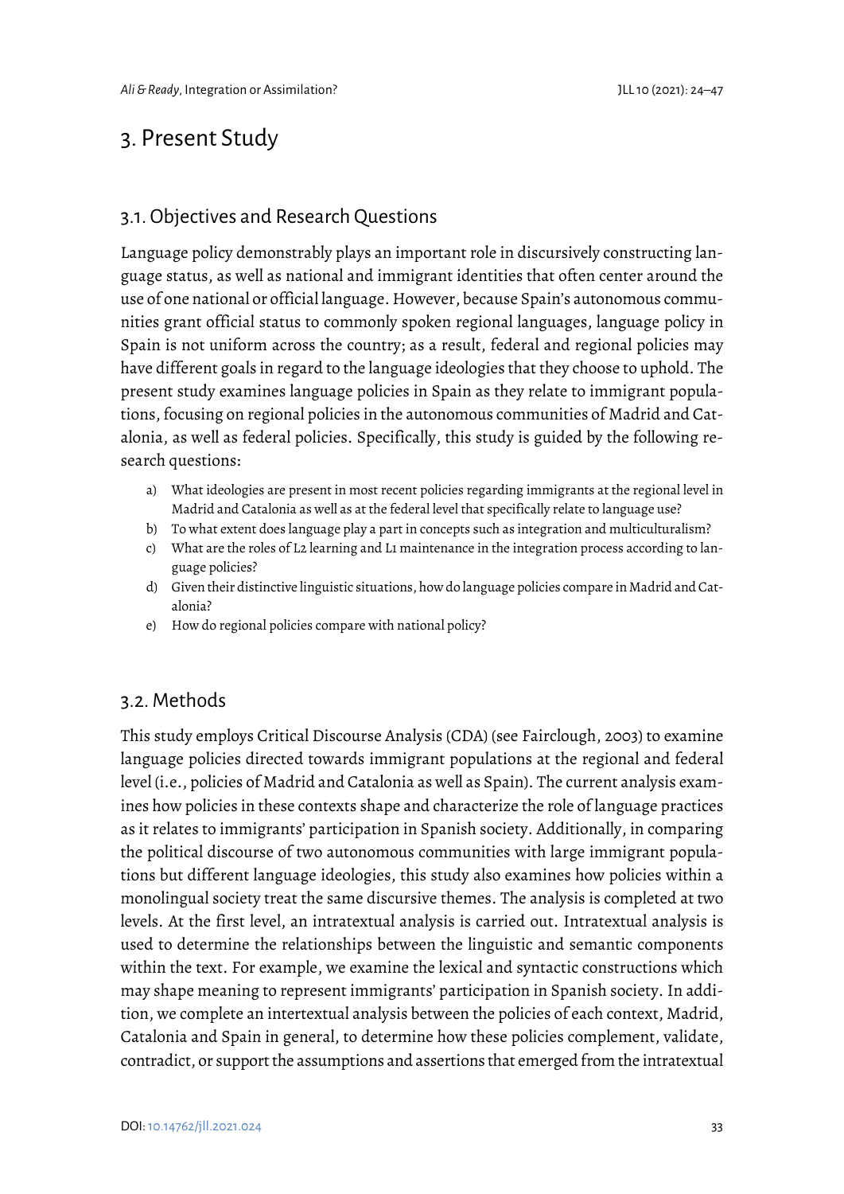# 3. Present Study

## 3.1. Objectives and Research Questions

Language policy demonstrably plays an important role in discursively constructing language status, as well as national and immigrant identities that often center around the use of one national or official language. However, because Spain's autonomous communities grant official status to commonly spoken regional languages, language policy in Spain is not uniform across the country; as a result, federal and regional policies may have different goals in regard to the language ideologies that they choose to uphold. The present study examines language policies in Spain as they relate to immigrant populations, focusing on regional policies in the autonomous communities of Madrid and Catalonia, as well as federal policies. Specifically, this study is guided by the following research questions:

a) What ideologies are present in most recent policies regarding immigrants at the regional level in Madrid and Catalonia as well as at the federal level that specifically relate to language use?
b) To what extent does language play a part in concepts such as integration and multiculturalism?
c) What are the roles of L2 learning and L1 maintenance in the integration process according to language policies?
d) Given their distinctive linguistic situations, how do language policies compare in Madrid and Catalonia?
e) How do regional policies compare with national policy?

## 3.2. Methods

This study employs Critical Discourse Analysis (CDA) (see Fairclough, 2003) to examine language policies directed towards immigrant populations at the regional and federal level (i.e., policies of Madrid and Catalonia as well as Spain). The current analysis examines how policies in these contexts shape and characterize the role of language practices as it relates to immigrants' participation in Spanish society. Additionally, in comparing the political discourse of two autonomous communities with large immigrant populations but different language ideologies, this study also examines how policies within a monolingual society treat the same discursive themes. The analysis is completed at two levels. At the first level, an intratextual analysis is carried out. Intratextual analysis is used to determine the relationships between the linguistic and semantic components within the text. For example, we examine the lexical and syntactic constructions which may shape meaning to represent immigrants' participation in Spanish society. In addition, we complete an intertextual analysis between the policies of each context, Madrid, Catalonia and Spain in general, to determine how these policies complement, validate, contradict, or support the assumptions and assertions that emerged from the intratextual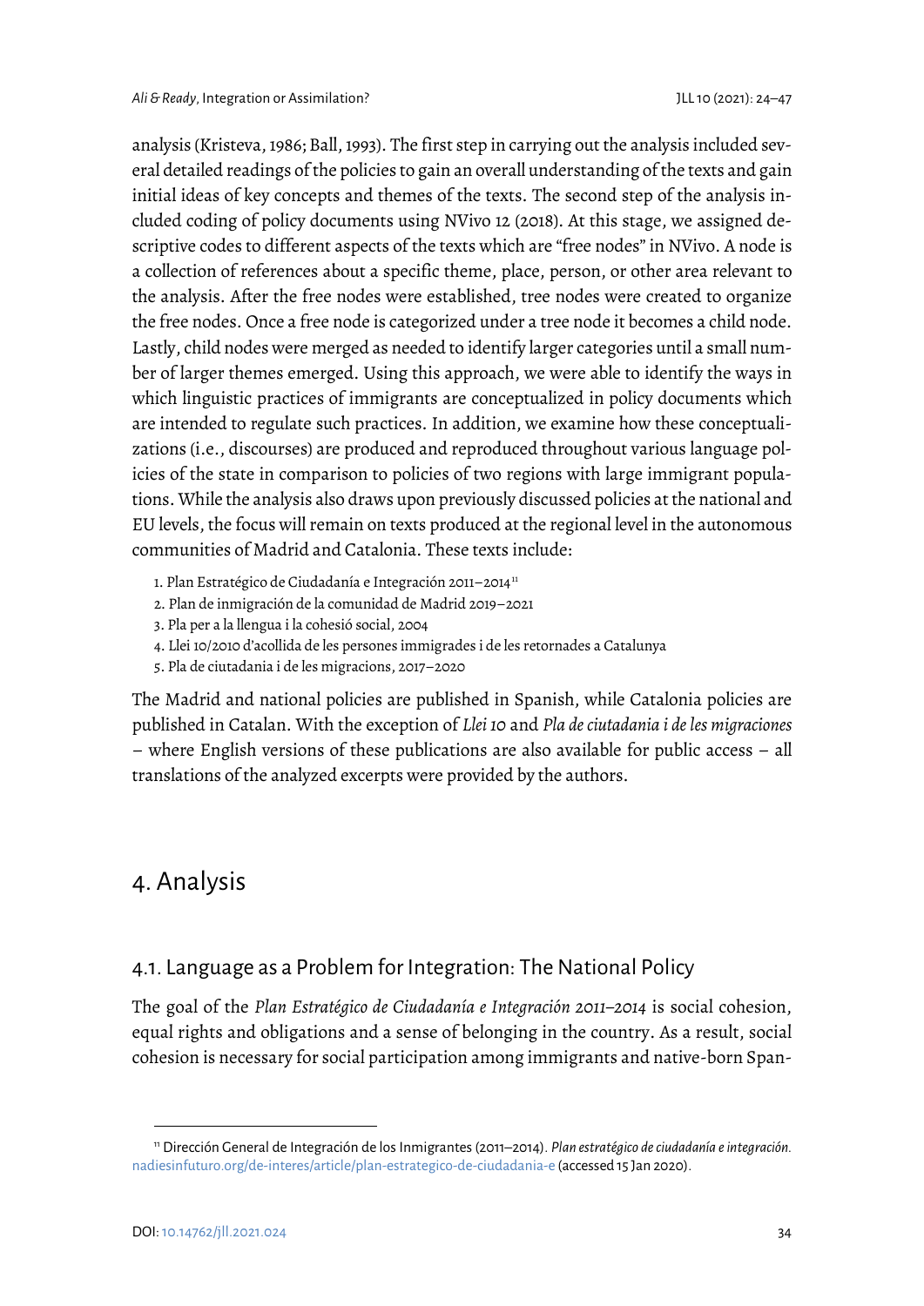analysis (Kristeva, 1986; Ball, 1993). The first step in carrying out the analysis included several detailed readings of the policies to gain an overall understanding of the texts and gain initial ideas of key concepts and themes of the texts. The second step of the analysis included coding of policy documents using NVivo 12 (2018). At this stage, we assigned descriptive codes to different aspects of the texts which are "free nodes" in NVivo. A node is a collection of references about a specific theme, place, person, or other area relevant to the analysis. After the free nodes were established, tree nodes were created to organize the free nodes. Once a free node is categorized under a tree node it becomes a child node. Lastly, child nodes were merged as needed to identify larger categories until a small number of larger themes emerged. Using this approach, we were able to identify the ways in which linguistic practices of immigrants are conceptualized in policy documents which are intended to regulate such practices. In addition, we examine how these conceptualizations (i.e., discourses) are produced and reproduced throughout various language policies of the state in comparison to policies of two regions with large immigrant populations. While the analysis also draws upon previously discussed policies at the national and EU levels, the focus will remain on texts produced at the regional level in the autonomous communities of Madrid and Catalonia. These texts include:

1. Plan Estratégico de Ciudadanía e Integración 2011–2014[11]
2. Plan de inmigración de la comunidad de Madrid 2019–2021
3. Pla per a la llengua i la cohesió social, 2004
4. Llei 10/2010 d'acollida de les persones immigrades i de les retornades a Catalunya
5. Pla de ciutadania i de les migracions, 2017–2020

The Madrid and national policies are published in Spanish, while Catalonia policies are published in Catalan. With the exception of *Llei 10* and *Pla de ciutadania i de les migraciones* – where English versions of these publications are also available for public access – all translations of the analyzed excerpts were provided by the authors.

# 4. Analysis

## 4.1. Language as a Problem for Integration: The National Policy

The goal of the *Plan Estratégico de Ciudadanía e Integración 2011–2014* is social cohesion, equal rights and obligations and a sense of belonging in the country. As a result, social cohesion is necessary for social participation among immigrants and native-born Span-

[11] Dirección General de Integración de los Inmigrantes (2011–2014). *Plan estratégico de ciudadanía e integración*. nadiesinfuturo.org/de-interes/article/plan-estrategico-de-ciudadania-e (accessed 15 Jan 2020).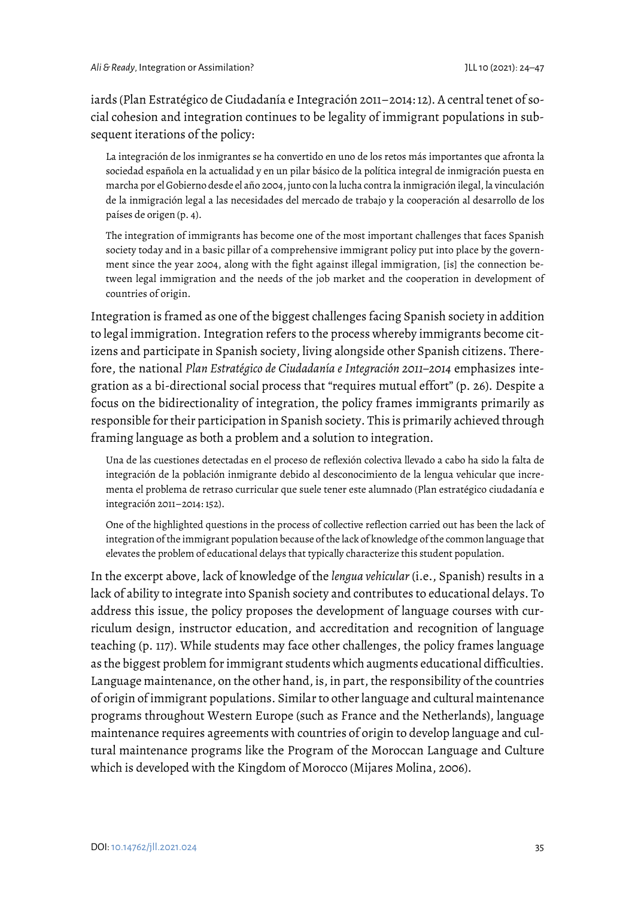iards (Plan Estratégico de Ciudadanía e Integración 2011–2014: 12). A central tenet of social cohesion and integration continues to be legality of immigrant populations in subsequent iterations of the policy:

> La integración de los inmigrantes se ha convertido en uno de los retos más importantes que afronta la sociedad española en la actualidad y en un pilar básico de la política integral de inmigración puesta en marcha por el Gobierno desde el año 2004, junto con la lucha contra la inmigración ilegal, la vinculación de la inmigración legal a las necesidades del mercado de trabajo y la cooperación al desarrollo de los países de origen (p. 4).
>
> The integration of immigrants has become one of the most important challenges that faces Spanish society today and in a basic pillar of a comprehensive immigrant policy put into place by the government since the year 2004, along with the fight against illegal immigration, [is] the connection between legal immigration and the needs of the job market and the cooperation in development of countries of origin.

Integration is framed as one of the biggest challenges facing Spanish society in addition to legal immigration. Integration refers to the process whereby immigrants become citizens and participate in Spanish society, living alongside other Spanish citizens. Therefore, the national *Plan Estratégico de Ciudadanía e Integración 2011–2014* emphasizes integration as a bi-directional social process that "requires mutual effort" (p. 26). Despite a focus on the bidirectionality of integration, the policy frames immigrants primarily as responsible for their participation in Spanish society. This is primarily achieved through framing language as both a problem and a solution to integration.

> Una de las cuestiones detectadas en el proceso de reflexión colectiva llevado a cabo ha sido la falta de integración de la población inmigrante debido al desconocimiento de la lengua vehicular que incrementa el problema de retraso curricular que suele tener este alumnado (Plan estratégico ciudadanía e integración 2011–2014: 152).
>
> One of the highlighted questions in the process of collective reflection carried out has been the lack of integration of the immigrant population because of the lack of knowledge of the common language that elevates the problem of educational delays that typically characterize this student population.

In the excerpt above, lack of knowledge of the *lengua vehicular* (i.e., Spanish) results in a lack of ability to integrate into Spanish society and contributes to educational delays. To address this issue, the policy proposes the development of language courses with curriculum design, instructor education, and accreditation and recognition of language teaching (p. 117). While students may face other challenges, the policy frames language as the biggest problem for immigrant students which augments educational difficulties. Language maintenance, on the other hand, is, in part, the responsibility of the countries of origin of immigrant populations. Similar to other language and cultural maintenance programs throughout Western Europe (such as France and the Netherlands), language maintenance requires agreements with countries of origin to develop language and cultural maintenance programs like the Program of the Moroccan Language and Culture which is developed with the Kingdom of Morocco (Mijares Molina, 2006).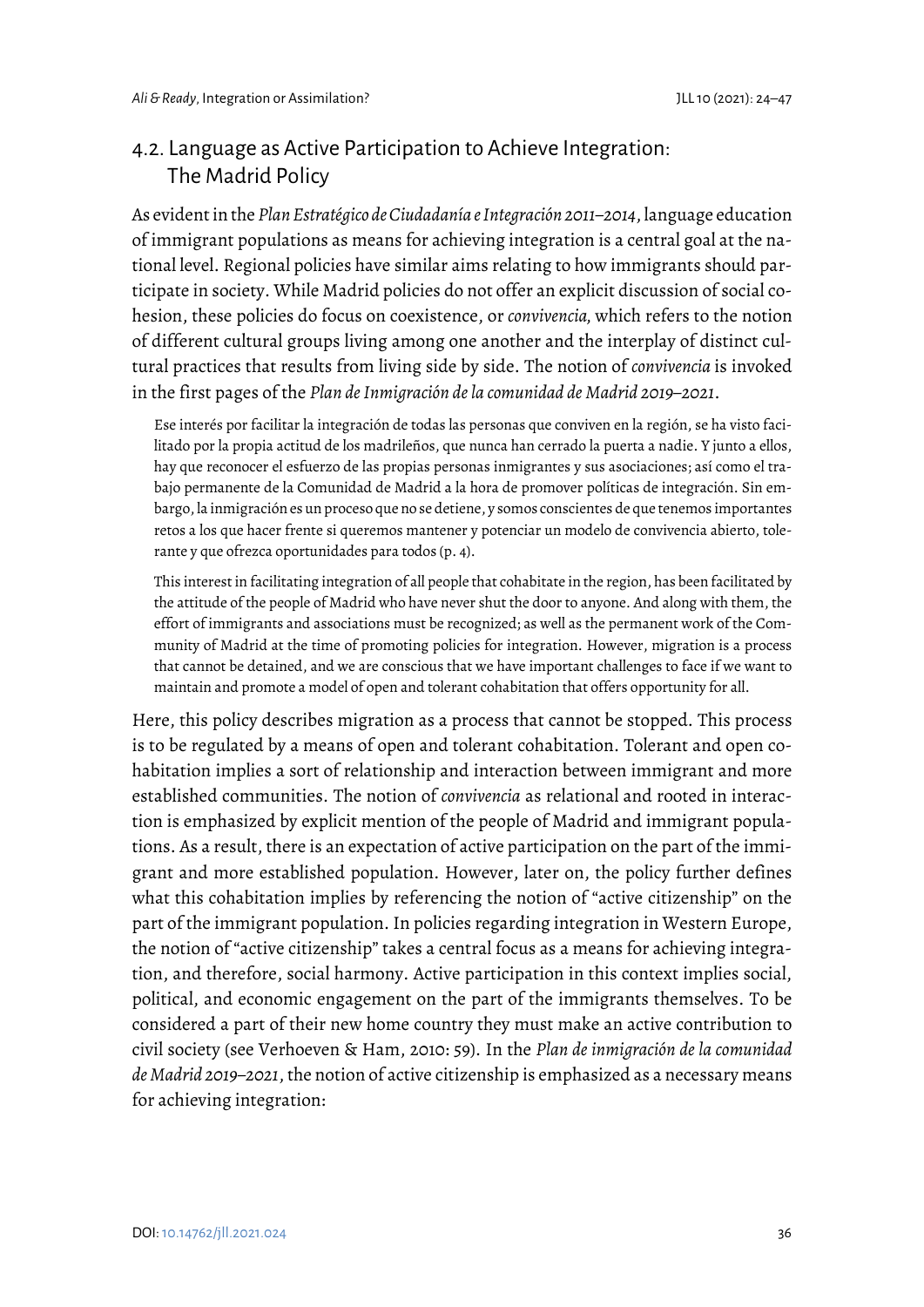## 4.2. Language as Active Participation to Achieve Integration: The Madrid Policy

As evident in the *Plan Estratégico de Ciudadanía e Integración 2011–2014*, language education of immigrant populations as means for achieving integration is a central goal at the national level. Regional policies have similar aims relating to how immigrants should participate in society. While Madrid policies do not offer an explicit discussion of social cohesion, these policies do focus on coexistence, or *convivencia,* which refers to the notion of different cultural groups living among one another and the interplay of distinct cultural practices that results from living side by side. The notion of *convivencia* is invoked in the first pages of the *Plan de Inmigración de la comunidad de Madrid 2019–2021*.

> Ese interés por facilitar la integración de todas las personas que conviven en la región, se ha visto facilitado por la propia actitud de los madrileños, que nunca han cerrado la puerta a nadie. Y junto a ellos, hay que reconocer el esfuerzo de las propias personas inmigrantes y sus asociaciones; así como el trabajo permanente de la Comunidad de Madrid a la hora de promover políticas de integración. Sin embargo, la inmigración es un proceso que no se detiene, y somos conscientes de que tenemos importantes retos a los que hacer frente si queremos mantener y potenciar un modelo de convivencia abierto, tolerante y que ofrezca oportunidades para todos (p. 4).

> This interest in facilitating integration of all people that cohabitate in the region, has been facilitated by the attitude of the people of Madrid who have never shut the door to anyone. And along with them, the effort of immigrants and associations must be recognized; as well as the permanent work of the Community of Madrid at the time of promoting policies for integration. However, migration is a process that cannot be detained, and we are conscious that we have important challenges to face if we want to maintain and promote a model of open and tolerant cohabitation that offers opportunity for all.

Here, this policy describes migration as a process that cannot be stopped. This process is to be regulated by a means of open and tolerant cohabitation. Tolerant and open cohabitation implies a sort of relationship and interaction between immigrant and more established communities. The notion of *convivencia* as relational and rooted in interaction is emphasized by explicit mention of the people of Madrid and immigrant populations. As a result, there is an expectation of active participation on the part of the immigrant and more established population. However, later on, the policy further defines what this cohabitation implies by referencing the notion of "active citizenship" on the part of the immigrant population. In policies regarding integration in Western Europe, the notion of "active citizenship" takes a central focus as a means for achieving integration, and therefore, social harmony. Active participation in this context implies social, political, and economic engagement on the part of the immigrants themselves. To be considered a part of their new home country they must make an active contribution to civil society (see Verhoeven & Ham, 2010: 59). In the *Plan de inmigración de la comunidad de Madrid 2019–2021*, the notion of active citizenship is emphasized as a necessary means for achieving integration: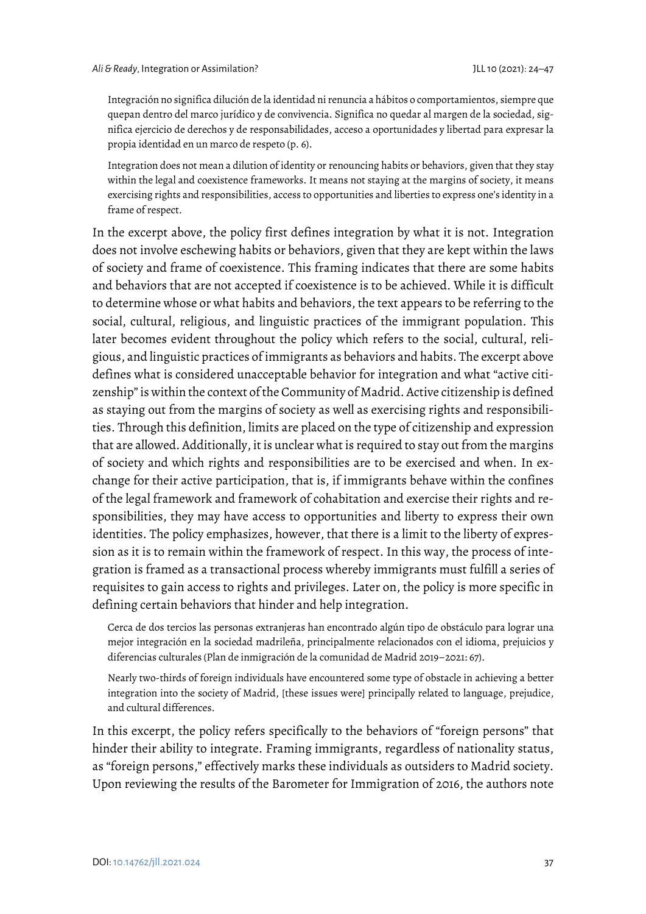> Integración no significa dilución de la identidad ni renuncia a hábitos o comportamientos, siempre que quepan dentro del marco jurídico y de convivencia. Significa no quedar al margen de la sociedad, significa ejercicio de derechos y de responsabilidades, acceso a oportunidades y libertad para expresar la propia identidad en un marco de respeto (p. 6).
>
> Integration does not mean a dilution of identity or renouncing habits or behaviors, given that they stay within the legal and coexistence frameworks. It means not staying at the margins of society, it means exercising rights and responsibilities, access to opportunities and liberties to express one's identity in a frame of respect.

In the excerpt above, the policy first defines integration by what it is not. Integration does not involve eschewing habits or behaviors, given that they are kept within the laws of society and frame of coexistence. This framing indicates that there are some habits and behaviors that are not accepted if coexistence is to be achieved. While it is difficult to determine whose or what habits and behaviors, the text appears to be referring to the social, cultural, religious, and linguistic practices of the immigrant population. This later becomes evident throughout the policy which refers to the social, cultural, religious, and linguistic practices of immigrants as behaviors and habits. The excerpt above defines what is considered unacceptable behavior for integration and what "active citizenship" is within the context of the Community of Madrid. Active citizenship is defined as staying out from the margins of society as well as exercising rights and responsibilities. Through this definition, limits are placed on the type of citizenship and expression that are allowed. Additionally, it is unclear what is required to stay out from the margins of society and which rights and responsibilities are to be exercised and when. In exchange for their active participation, that is, if immigrants behave within the confines of the legal framework and framework of cohabitation and exercise their rights and responsibilities, they may have access to opportunities and liberty to express their own identities. The policy emphasizes, however, that there is a limit to the liberty of expression as it is to remain within the framework of respect. In this way, the process of integration is framed as a transactional process whereby immigrants must fulfill a series of requisites to gain access to rights and privileges. Later on, the policy is more specific in defining certain behaviors that hinder and help integration.

> Cerca de dos tercios las personas extranjeras han encontrado algún tipo de obstáculo para lograr una mejor integración en la sociedad madrileña, principalmente relacionados con el idioma, prejuicios y diferencias culturales (Plan de inmigración de la comunidad de Madrid 2019–2021: 67).
>
> Nearly two-thirds of foreign individuals have encountered some type of obstacle in achieving a better integration into the society of Madrid, [these issues were] principally related to language, prejudice, and cultural differences.

In this excerpt, the policy refers specifically to the behaviors of "foreign persons" that hinder their ability to integrate. Framing immigrants, regardless of nationality status, as "foreign persons," effectively marks these individuals as outsiders to Madrid society. Upon reviewing the results of the Barometer for Immigration of 2016, the authors note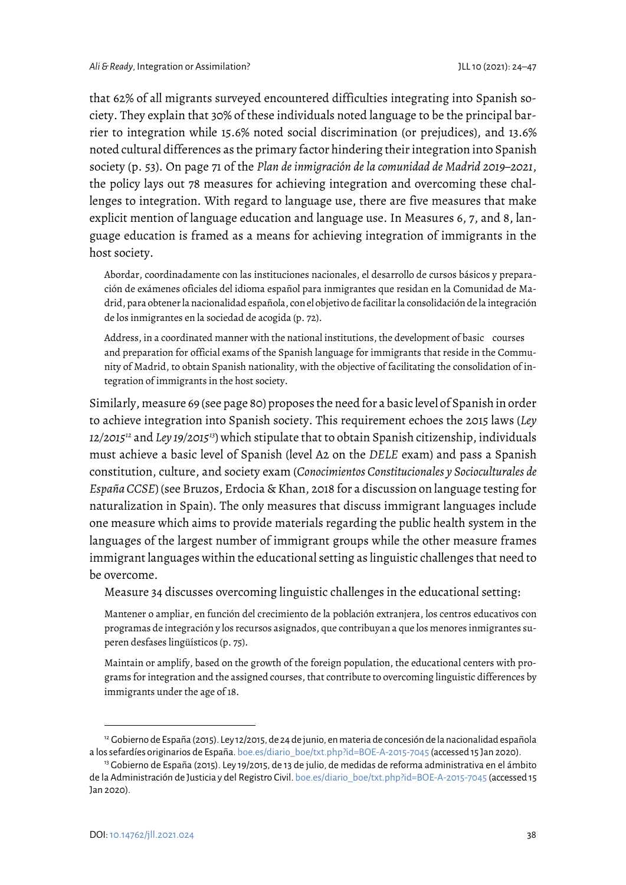that 62% of all migrants surveyed encountered difficulties integrating into Spanish society. They explain that 30% of these individuals noted language to be the principal barrier to integration while 15.6% noted social discrimination (or prejudices), and 13.6% noted cultural differences as the primary factor hindering their integration into Spanish society (p. 53). On page 71 of the *Plan de inmigración de la comunidad de Madrid 2019–2021*, the policy lays out 78 measures for achieving integration and overcoming these challenges to integration. With regard to language use, there are five measures that make explicit mention of language education and language use. In Measures 6, 7, and 8, language education is framed as a means for achieving integration of immigrants in the host society.

> Abordar, coordinadamente con las instituciones nacionales, el desarrollo de cursos básicos y preparación de exámenes oficiales del idioma español para inmigrantes que residan en la Comunidad de Madrid, para obtener la nacionalidad española, con el objetivo de facilitar la consolidación de la integración de los inmigrantes en la sociedad de acogida (p. 72).
>
> Address, in a coordinated manner with the national institutions, the development of basic courses and preparation for official exams of the Spanish language for immigrants that reside in the Community of Madrid, to obtain Spanish nationality, with the objective of facilitating the consolidation of integration of immigrants in the host society.

Similarly, measure 69 (see page 80) proposes the need for a basic level of Spanish in order to achieve integration into Spanish society. This requirement echoes the 2015 laws (*Ley 12/2015*[12] and *Ley 19/2015*[13]) which stipulate that to obtain Spanish citizenship, individuals must achieve a basic level of Spanish (level A2 on the *DELE* exam) and pass a Spanish constitution, culture, and society exam (*Conocimientos Constitucionales y Socioculturales de España CCSE*) (see Bruzos, Erdocia & Khan, 2018 for a discussion on language testing for naturalization in Spain). The only measures that discuss immigrant languages include one measure which aims to provide materials regarding the public health system in the languages of the largest number of immigrant groups while the other measure frames immigrant languages within the educational setting as linguistic challenges that need to be overcome.

Measure 34 discusses overcoming linguistic challenges in the educational setting:

> Mantener o ampliar, en función del crecimiento de la población extranjera, los centros educativos con programas de integración y los recursos asignados, que contribuyan a que los menores inmigrantes superen desfases lingüísticos (p. 75).
>
> Maintain or amplify, based on the growth of the foreign population, the educational centers with programs for integration and the assigned courses, that contribute to overcoming linguistic differences by immigrants under the age of 18.

---

[12] Gobierno de España (2015). Ley 12/2015, de 24 de junio, en materia de concesión de la nacionalidad española a los sefardíes originarios de España. boe.es/diario_boe/txt.php?id=BOE-A-2015-7045 (accessed 15 Jan 2020).

[13] Gobierno de España (2015). Ley 19/2015, de 13 de julio, de medidas de reforma administrativa en el ámbito de la Administración de Justicia y del Registro Civil. boe.es/diario_boe/txt.php?id=BOE-A-2015-7045 (accessed 15 Jan 2020).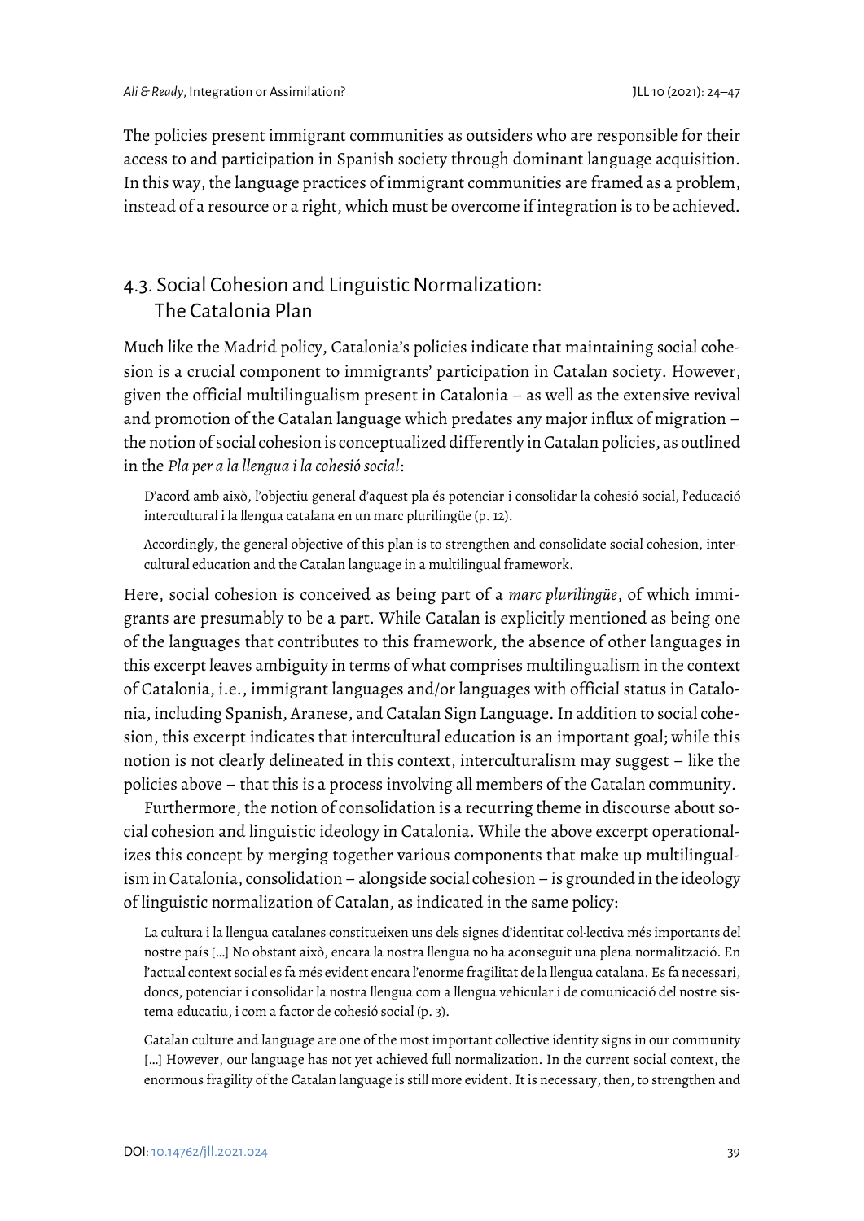The policies present immigrant communities as outsiders who are responsible for their access to and participation in Spanish society through dominant language acquisition. In this way, the language practices of immigrant communities are framed as a problem, instead of a resource or a right, which must be overcome if integration is to be achieved.

### 4.3. Social Cohesion and Linguistic Normalization: The Catalonia Plan

Much like the Madrid policy, Catalonia's policies indicate that maintaining social cohesion is a crucial component to immigrants' participation in Catalan society. However, given the official multilingualism present in Catalonia – as well as the extensive revival and promotion of the Catalan language which predates any major influx of migration – the notion of social cohesion is conceptualized differently in Catalan policies, as outlined in the *Pla per a la llengua i la cohesió social*:

> D'acord amb això, l'objectiu general d'aquest pla és potenciar i consolidar la cohesió social, l'educació intercultural i la llengua catalana en un marc plurilingüe (p. 12).
>
> Accordingly, the general objective of this plan is to strengthen and consolidate social cohesion, intercultural education and the Catalan language in a multilingual framework.

Here, social cohesion is conceived as being part of a *marc plurilingüe*, of which immigrants are presumably to be a part. While Catalan is explicitly mentioned as being one of the languages that contributes to this framework, the absence of other languages in this excerpt leaves ambiguity in terms of what comprises multilingualism in the context of Catalonia, i.e., immigrant languages and/or languages with official status in Catalonia, including Spanish, Aranese, and Catalan Sign Language. In addition to social cohesion, this excerpt indicates that intercultural education is an important goal; while this notion is not clearly delineated in this context, interculturalism may suggest – like the policies above – that this is a process involving all members of the Catalan community.

Furthermore, the notion of consolidation is a recurring theme in discourse about social cohesion and linguistic ideology in Catalonia. While the above excerpt operationalizes this concept by merging together various components that make up multilingualism in Catalonia, consolidation – alongside social cohesion – is grounded in the ideology of linguistic normalization of Catalan, as indicated in the same policy:

> La cultura i la llengua catalanes constitueixen uns dels signes d'identitat col·lectiva més importants del nostre país […] No obstant això, encara la nostra llengua no ha aconseguit una plena normalització. En l'actual context social es fa més evident encara l'enorme fragilitat de la llengua catalana. Es fa necessari, doncs, potenciar i consolidar la nostra llengua com a llengua vehicular i de comunicació del nostre sistema educatiu, i com a factor de cohesió social (p. 3).
>
> Catalan culture and language are one of the most important collective identity signs in our community […] However, our language has not yet achieved full normalization. In the current social context, the enormous fragility of the Catalan language is still more evident. It is necessary, then, to strengthen and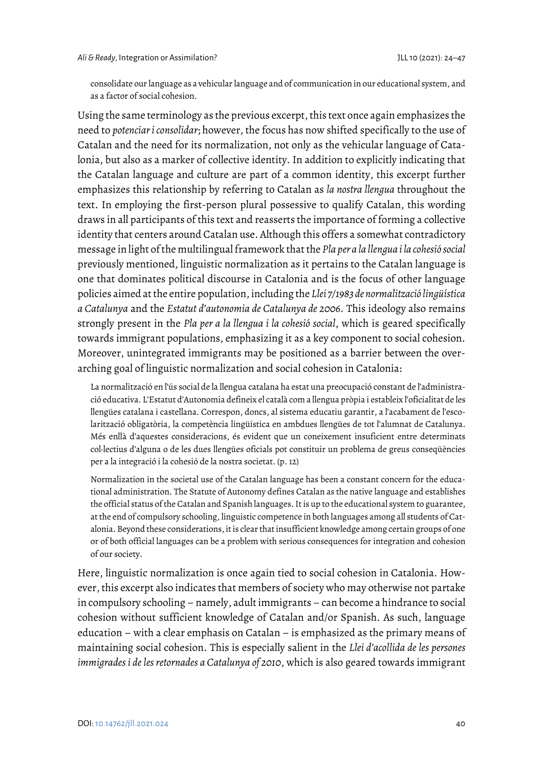consolidate our language as a vehicular language and of communication in our educational system, and as a factor of social cohesion.

Using the same terminology as the previous excerpt, this text once again emphasizes the need to *potenciar i consolidar*; however, the focus has now shifted specifically to the use of Catalan and the need for its normalization, not only as the vehicular language of Catalonia, but also as a marker of collective identity. In addition to explicitly indicating that the Catalan language and culture are part of a common identity, this excerpt further emphasizes this relationship by referring to Catalan as *la nostra llengua* throughout the text. In employing the first-person plural possessive to qualify Catalan, this wording draws in all participants of this text and reasserts the importance of forming a collective identity that centers around Catalan use. Although this offers a somewhat contradictory message in light of the multilingual framework that the *Pla per a la llengua i la cohesió social* previously mentioned, linguistic normalization as it pertains to the Catalan language is one that dominates political discourse in Catalonia and is the focus of other language policies aimed at the entire population, including the *Llei 7/1983 de normalització lingüística a Catalunya* and the *Estatut d'autonomia de Catalunya de 2006*. This ideology also remains strongly present in the *Pla per a la llengua i la cohesió social*, which is geared specifically towards immigrant populations, emphasizing it as a key component to social cohesion. Moreover, unintegrated immigrants may be positioned as a barrier between the overarching goal of linguistic normalization and social cohesion in Catalonia:

> La normalització en l'ús social de la llengua catalana ha estat una preocupació constant de l'administració educativa. L'Estatut d'Autonomia defineix el català com a llengua pròpia i estableix l'oficialitat de les llengües catalana i castellana. Correspon, doncs, al sistema educatiu garantir, a l'acabament de l'escolarització obligatòria, la competència lingüística en ambdues llengües de tot l'alumnat de Catalunya. Més enllà d'aquestes consideracions, és evident que un coneixement insuficient entre determinats col·lectius d'alguna o de les dues llengües oficials pot constituir un problema de greus conseqüències per a la integració i la cohesió de la nostra societat. (p. 12)

> Normalization in the societal use of the Catalan language has been a constant concern for the educational administration. The Statute of Autonomy defines Catalan as the native language and establishes the official status of the Catalan and Spanish languages. It is up to the educational system to guarantee, at the end of compulsory schooling, linguistic competence in both languages among all students of Catalonia. Beyond these considerations, it is clear that insufficient knowledge among certain groups of one or of both official languages can be a problem with serious consequences for integration and cohesion of our society.

Here, linguistic normalization is once again tied to social cohesion in Catalonia. However, this excerpt also indicates that members of society who may otherwise not partake in compulsory schooling – namely, adult immigrants – can become a hindrance to social cohesion without sufficient knowledge of Catalan and/or Spanish. As such, language education – with a clear emphasis on Catalan – is emphasized as the primary means of maintaining social cohesion. This is especially salient in the *Llei d'acollida de les persones immigrades i de les retornades a Catalunya of 2010*, which is also geared towards immigrant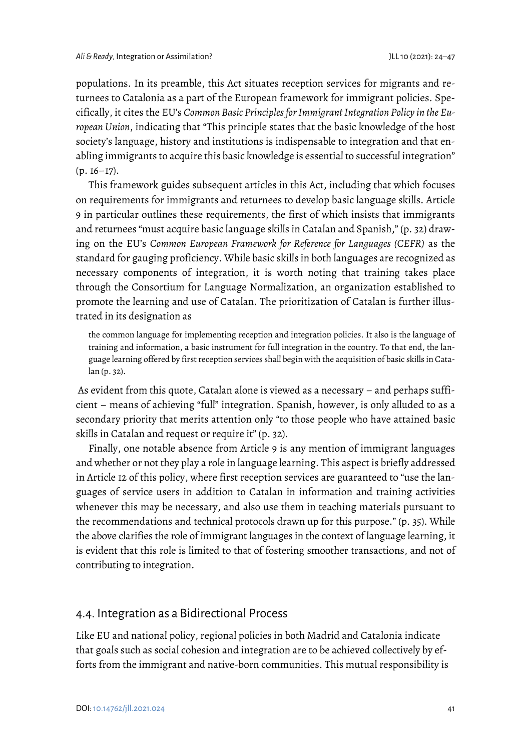populations. In its preamble, this Act situates reception services for migrants and returnees to Catalonia as a part of the European framework for immigrant policies. Specifically, it cites the EU's *Common Basic Principles for Immigrant Integration Policy in the European Union*, indicating that "This principle states that the basic knowledge of the host society's language, history and institutions is indispensable to integration and that enabling immigrants to acquire this basic knowledge is essential to successful integration" (p. 16–17).

This framework guides subsequent articles in this Act, including that which focuses on requirements for immigrants and returnees to develop basic language skills. Article 9 in particular outlines these requirements, the first of which insists that immigrants and returnees "must acquire basic language skills in Catalan and Spanish," (p. 32) drawing on the EU's *Common European Framework for Reference for Languages (CEFR)* as the standard for gauging proficiency. While basic skills in both languages are recognized as necessary components of integration, it is worth noting that training takes place through the Consortium for Language Normalization, an organization established to promote the learning and use of Catalan. The prioritization of Catalan is further illustrated in its designation as

> the common language for implementing reception and integration policies. It also is the language of training and information, a basic instrument for full integration in the country. To that end, the language learning offered by first reception services shall begin with the acquisition of basic skills in Catalan (p. 32).

As evident from this quote, Catalan alone is viewed as a necessary – and perhaps sufficient – means of achieving "full" integration. Spanish, however, is only alluded to as a secondary priority that merits attention only "to those people who have attained basic skills in Catalan and request or require it" (p. 32).

Finally, one notable absence from Article 9 is any mention of immigrant languages and whether or not they play a role in language learning. This aspect is briefly addressed in Article 12 of this policy, where first reception services are guaranteed to "use the languages of service users in addition to Catalan in information and training activities whenever this may be necessary, and also use them in teaching materials pursuant to the recommendations and technical protocols drawn up for this purpose." (p. 35). While the above clarifies the role of immigrant languages in the context of language learning, it is evident that this role is limited to that of fostering smoother transactions, and not of contributing to integration.

## 4.4. Integration as a Bidirectional Process

Like EU and national policy, regional policies in both Madrid and Catalonia indicate that goals such as social cohesion and integration are to be achieved collectively by efforts from the immigrant and native-born communities. This mutual responsibility is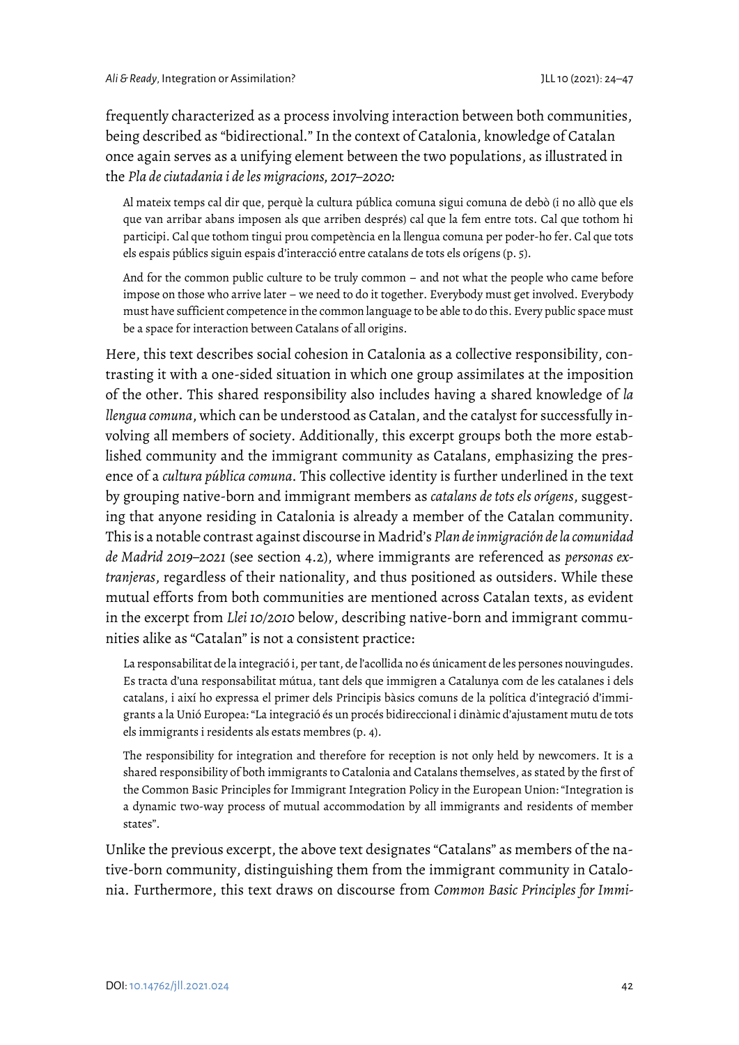frequently characterized as a process involving interaction between both communities, being described as "bidirectional." In the context of Catalonia, knowledge of Catalan once again serves as a unifying element between the two populations, as illustrated in the *Pla de ciutadania i de les migracions, 2017–2020:*

> Al mateix temps cal dir que, perquè la cultura pública comuna sigui comuna de debò (i no allò que els que van arribar abans imposen als que arriben després) cal que la fem entre tots. Cal que tothom hi participi. Cal que tothom tingui prou competència en la llengua comuna per poder-ho fer. Cal que tots els espais públics siguin espais d'interacció entre catalans de tots els orígens (p. 5).

> And for the common public culture to be truly common – and not what the people who came before impose on those who arrive later – we need to do it together. Everybody must get involved. Everybody must have sufficient competence in the common language to be able to do this. Every public space must be a space for interaction between Catalans of all origins.

Here, this text describes social cohesion in Catalonia as a collective responsibility, contrasting it with a one-sided situation in which one group assimilates at the imposition of the other. This shared responsibility also includes having a shared knowledge of *la llengua comuna*, which can be understood as Catalan, and the catalyst for successfully involving all members of society. Additionally, this excerpt groups both the more established community and the immigrant community as Catalans, emphasizing the presence of a *cultura pública comuna*. This collective identity is further underlined in the text by grouping native-born and immigrant members as *catalans de tots els orígens*, suggesting that anyone residing in Catalonia is already a member of the Catalan community. This is a notable contrast against discourse in Madrid's *Plan de inmigración de la comunidad de Madrid 2019–2021* (see section 4.2), where immigrants are referenced as *personas extranjeras*, regardless of their nationality, and thus positioned as outsiders. While these mutual efforts from both communities are mentioned across Catalan texts, as evident in the excerpt from *Llei 10/2010* below, describing native-born and immigrant communities alike as "Catalan" is not a consistent practice:

> La responsabilitat de la integració i, per tant, de l'acollida no és únicament de les persones nouvingudes. Es tracta d'una responsabilitat mútua, tant dels que immigren a Catalunya com de les catalanes i dels catalans, i així ho expressa el primer dels Principis bàsics comuns de la política d'integració d'immigrants a la Unió Europea: "La integració és un procés bidireccional i dinàmic d'ajustament mutu de tots els immigrants i residents als estats membres (p. 4).

> The responsibility for integration and therefore for reception is not only held by newcomers. It is a shared responsibility of both immigrants to Catalonia and Catalans themselves, as stated by the first of the Common Basic Principles for Immigrant Integration Policy in the European Union: "Integration is a dynamic two-way process of mutual accommodation by all immigrants and residents of member states".

Unlike the previous excerpt, the above text designates "Catalans" as members of the native-born community, distinguishing them from the immigrant community in Catalonia. Furthermore, this text draws on discourse from *Common Basic Principles for Immi-*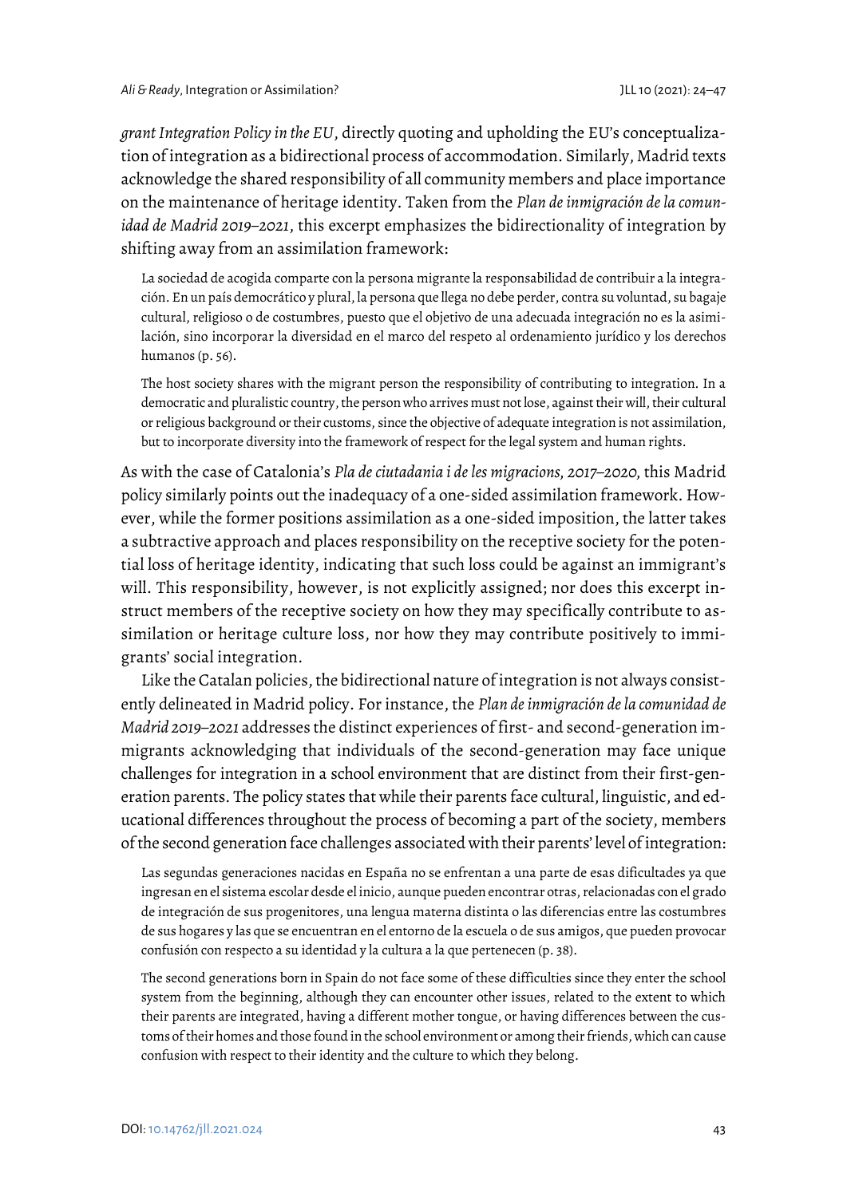*grant Integration Policy in the EU*, directly quoting and upholding the EU's conceptualization of integration as a bidirectional process of accommodation. Similarly, Madrid texts acknowledge the shared responsibility of all community members and place importance on the maintenance of heritage identity. Taken from the *Plan de inmigración de la comunidad de Madrid 2019–2021*, this excerpt emphasizes the bidirectionality of integration by shifting away from an assimilation framework:

> La sociedad de acogida comparte con la persona migrante la responsabilidad de contribuir a la integración. En un país democrático y plural, la persona que llega no debe perder, contra su voluntad, su bagaje cultural, religioso o de costumbres, puesto que el objetivo de una adecuada integración no es la asimilación, sino incorporar la diversidad en el marco del respeto al ordenamiento jurídico y los derechos humanos (p. 56).
>
> The host society shares with the migrant person the responsibility of contributing to integration. In a democratic and pluralistic country, the person who arrives must not lose, against their will, their cultural or religious background or their customs, since the objective of adequate integration is not assimilation, but to incorporate diversity into the framework of respect for the legal system and human rights.

As with the case of Catalonia's *Pla de ciutadania i de les migracions, 2017–2020*, this Madrid policy similarly points out the inadequacy of a one-sided assimilation framework. However, while the former positions assimilation as a one-sided imposition, the latter takes a subtractive approach and places responsibility on the receptive society for the potential loss of heritage identity, indicating that such loss could be against an immigrant's will. This responsibility, however, is not explicitly assigned; nor does this excerpt instruct members of the receptive society on how they may specifically contribute to assimilation or heritage culture loss, nor how they may contribute positively to immigrants' social integration.

Like the Catalan policies, the bidirectional nature of integration is not always consistently delineated in Madrid policy. For instance, the *Plan de inmigración de la comunidad de Madrid 2019–2021* addresses the distinct experiences of first- and second-generation immigrants acknowledging that individuals of the second-generation may face unique challenges for integration in a school environment that are distinct from their first-generation parents. The policy states that while their parents face cultural, linguistic, and educational differences throughout the process of becoming a part of the society, members of the second generation face challenges associated with their parents' level of integration:

> Las segundas generaciones nacidas en España no se enfrentan a una parte de esas dificultades ya que ingresan en el sistema escolar desde el inicio, aunque pueden encontrar otras, relacionadas con el grado de integración de sus progenitores, una lengua materna distinta o las diferencias entre las costumbres de sus hogares y las que se encuentran en el entorno de la escuela o de sus amigos, que pueden provocar confusión con respecto a su identidad y la cultura a la que pertenecen (p. 38).
>
> The second generations born in Spain do not face some of these difficulties since they enter the school system from the beginning, although they can encounter other issues, related to the extent to which their parents are integrated, having a different mother tongue, or having differences between the customs of their homes and those found in the school environment or among their friends, which can cause confusion with respect to their identity and the culture to which they belong.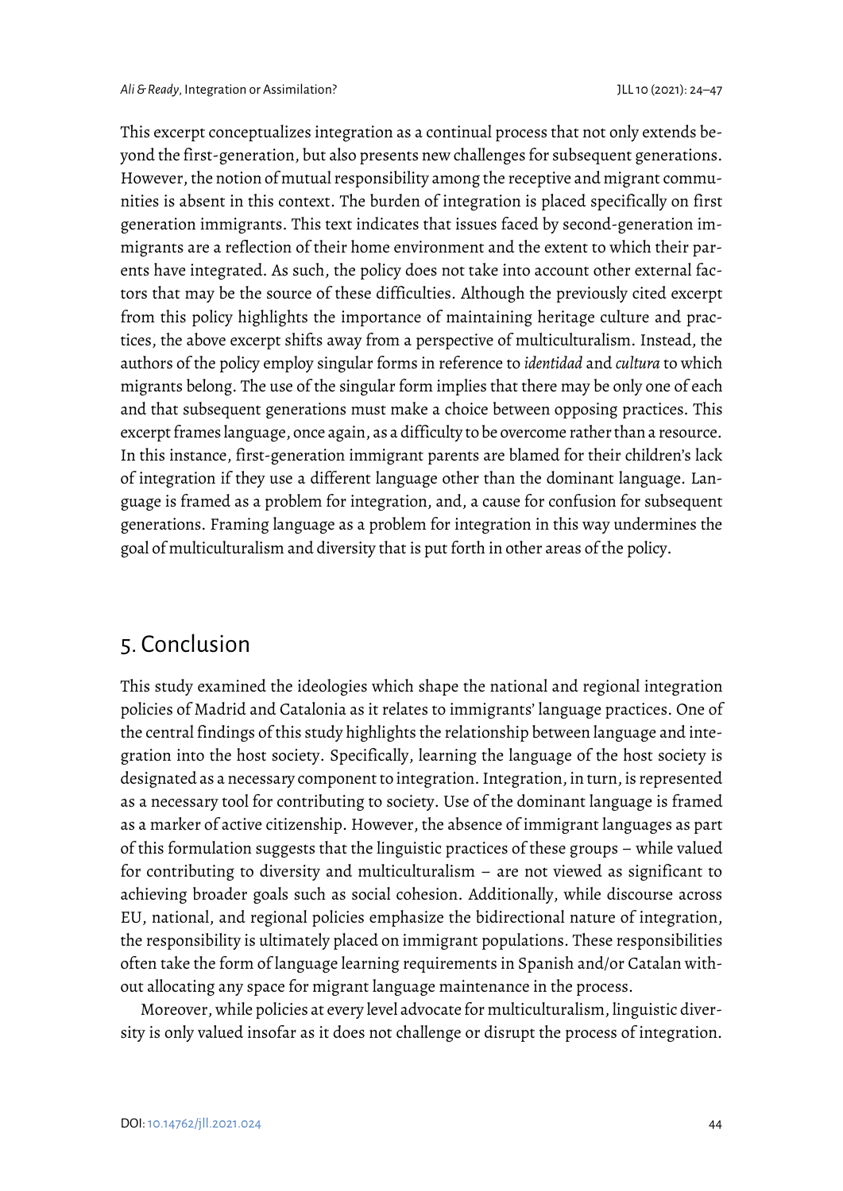This excerpt conceptualizes integration as a continual process that not only extends beyond the first-generation, but also presents new challenges for subsequent generations. However, the notion of mutual responsibility among the receptive and migrant communities is absent in this context. The burden of integration is placed specifically on first generation immigrants. This text indicates that issues faced by second-generation immigrants are a reflection of their home environment and the extent to which their parents have integrated. As such, the policy does not take into account other external factors that may be the source of these difficulties. Although the previously cited excerpt from this policy highlights the importance of maintaining heritage culture and practices, the above excerpt shifts away from a perspective of multiculturalism. Instead, the authors of the policy employ singular forms in reference to *identidad* and *cultura* to which migrants belong. The use of the singular form implies that there may be only one of each and that subsequent generations must make a choice between opposing practices. This excerpt frames language, once again, as a difficulty to be overcome rather than a resource. In this instance, first-generation immigrant parents are blamed for their children's lack of integration if they use a different language other than the dominant language. Language is framed as a problem for integration, and, a cause for confusion for subsequent generations. Framing language as a problem for integration in this way undermines the goal of multiculturalism and diversity that is put forth in other areas of the policy.

## 5. Conclusion

This study examined the ideologies which shape the national and regional integration policies of Madrid and Catalonia as it relates to immigrants' language practices. One of the central findings of this study highlights the relationship between language and integration into the host society. Specifically, learning the language of the host society is designated as a necessary component to integration. Integration, in turn, is represented as a necessary tool for contributing to society. Use of the dominant language is framed as a marker of active citizenship. However, the absence of immigrant languages as part of this formulation suggests that the linguistic practices of these groups – while valued for contributing to diversity and multiculturalism – are not viewed as significant to achieving broader goals such as social cohesion. Additionally, while discourse across EU, national, and regional policies emphasize the bidirectional nature of integration, the responsibility is ultimately placed on immigrant populations. These responsibilities often take the form of language learning requirements in Spanish and/or Catalan without allocating any space for migrant language maintenance in the process.

Moreover, while policies at every level advocate for multiculturalism, linguistic diversity is only valued insofar as it does not challenge or disrupt the process of integration.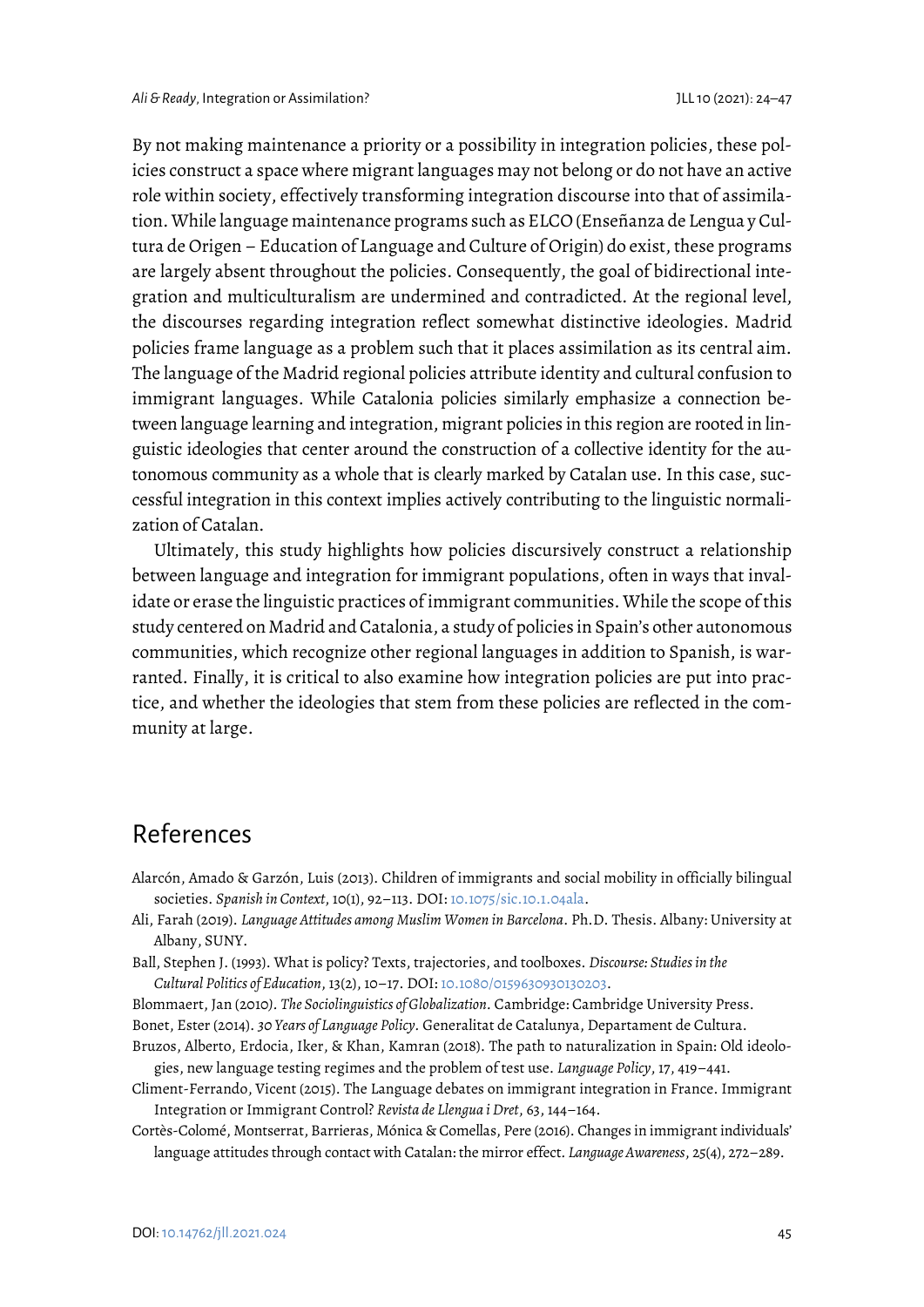By not making maintenance a priority or a possibility in integration policies, these policies construct a space where migrant languages may not belong or do not have an active role within society, effectively transforming integration discourse into that of assimilation. While language maintenance programs such as ELCO (Enseñanza de Lengua y Cultura de Origen – Education of Language and Culture of Origin) do exist, these programs are largely absent throughout the policies. Consequently, the goal of bidirectional integration and multiculturalism are undermined and contradicted. At the regional level, the discourses regarding integration reflect somewhat distinctive ideologies. Madrid policies frame language as a problem such that it places assimilation as its central aim. The language of the Madrid regional policies attribute identity and cultural confusion to immigrant languages. While Catalonia policies similarly emphasize a connection between language learning and integration, migrant policies in this region are rooted in linguistic ideologies that center around the construction of a collective identity for the autonomous community as a whole that is clearly marked by Catalan use. In this case, successful integration in this context implies actively contributing to the linguistic normalization of Catalan.

Ultimately, this study highlights how policies discursively construct a relationship between language and integration for immigrant populations, often in ways that invalidate or erase the linguistic practices of immigrant communities. While the scope of this study centered on Madrid and Catalonia, a study of policies in Spain's other autonomous communities, which recognize other regional languages in addition to Spanish, is warranted. Finally, it is critical to also examine how integration policies are put into practice, and whether the ideologies that stem from these policies are reflected in the community at large.

## References

Alarcón, Amado & Garzón, Luis (2013). Children of immigrants and social mobility in officially bilingual societies. *Spanish in Context*, 10(1), 92–113. DOI: 10.1075/sic.10.1.04ala.

Ali, Farah (2019). *Language Attitudes among Muslim Women in Barcelona*. Ph.D. Thesis. Albany: University at Albany, SUNY.

Ball, Stephen J. (1993). What is policy? Texts, trajectories, and toolboxes. *Discourse: Studies in the Cultural Politics of Education*, 13(2), 10–17. DOI: 10.1080/0159630930130203.

Blommaert, Jan (2010). *The Sociolinguistics of Globalization*. Cambridge: Cambridge University Press.

Bonet, Ester (2014). *30 Years of Language Policy*. Generalitat de Catalunya, Departament de Cultura.

Bruzos, Alberto, Erdocia, Iker, & Khan, Kamran (2018). The path to naturalization in Spain: Old ideologies, new language testing regimes and the problem of test use. *Language Policy*, 17, 419–441.

Climent-Ferrando, Vicent (2015). The Language debates on immigrant integration in France. Immigrant Integration or Immigrant Control? *Revista de Llengua i Dret*, 63, 144–164.

Cortès-Colomé, Montserrat, Barrieras, Mónica & Comellas, Pere (2016). Changes in immigrant individuals' language attitudes through contact with Catalan: the mirror effect. *Language Awareness*, 25(4), 272–289.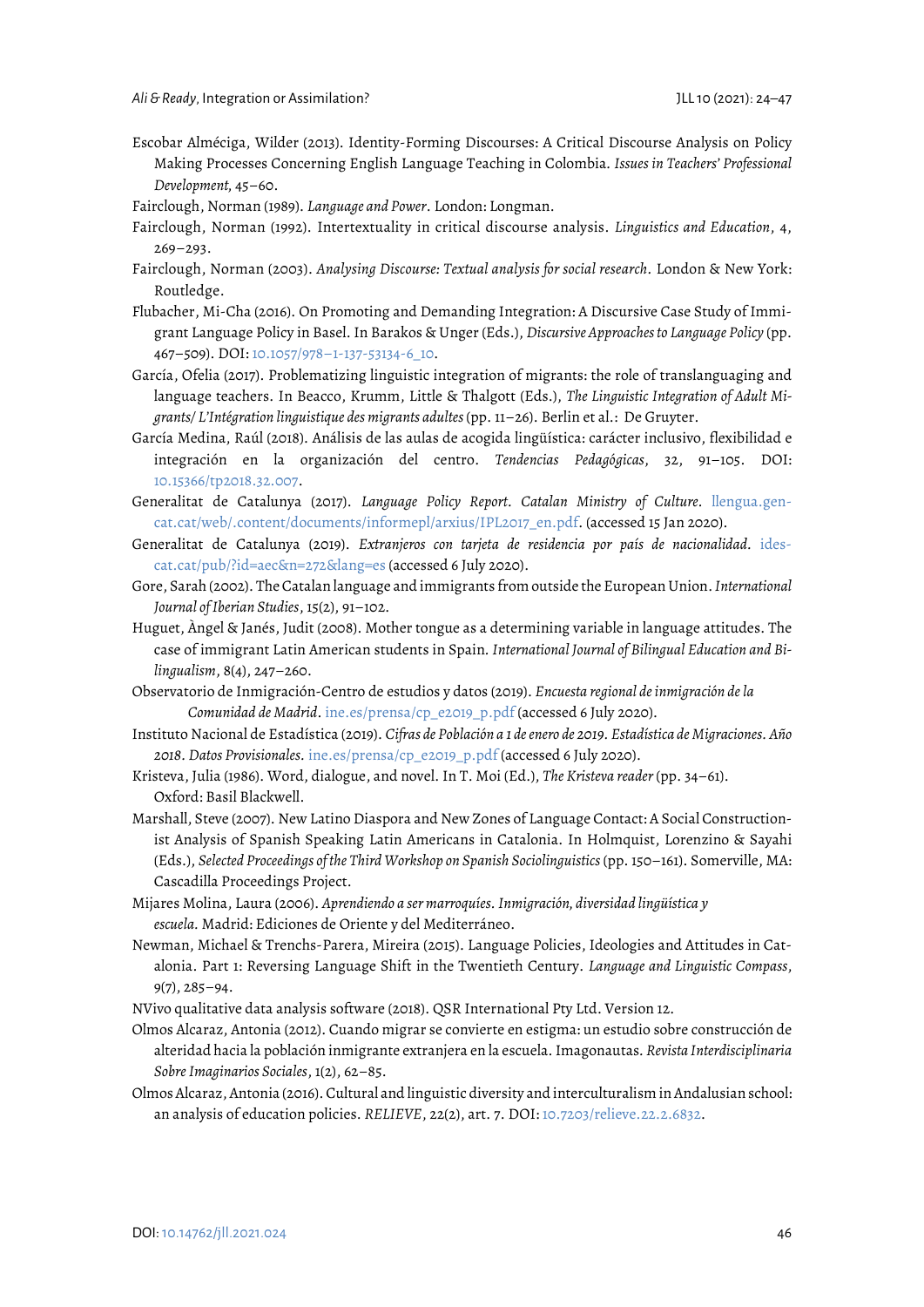Escobar Alméciga, Wilder (2013). Identity-Forming Discourses: A Critical Discourse Analysis on Policy Making Processes Concerning English Language Teaching in Colombia. *Issues in Teachers' Professional Development*, 45–60.

Fairclough, Norman (1989). *Language and Power*. London: Longman.

Fairclough, Norman (1992). Intertextuality in critical discourse analysis. *Linguistics and Education*, 4, 269–293.

Fairclough, Norman (2003). *Analysing Discourse: Textual analysis for social research*. London & New York: Routledge.

Flubacher, Mi-Cha (2016). On Promoting and Demanding Integration: A Discursive Case Study of Immigrant Language Policy in Basel. In Barakos & Unger (Eds.), *Discursive Approaches to Language Policy* (pp. 467–509). DOI: 10.1057/978–1-137-53134-6_10.

García, Ofelia (2017). Problematizing linguistic integration of migrants: the role of translanguaging and language teachers. In Beacco, Krumm, Little & Thalgott (Eds.), *The Linguistic Integration of Adult Migrants/ L'Intégration linguistique des migrants adultes* (pp. 11–26). Berlin et al.: De Gruyter.

García Medina, Raúl (2018). Análisis de las aulas de acogida lingüística: carácter inclusivo, flexibilidad e integración en la organización del centro. *Tendencias Pedagógicas*, 32, 91–105. DOI: 10.15366/tp2018.32.007.

Generalitat de Catalunya (2017). *Language Policy Report. Catalan Ministry of Culture*. llengua.gencat.cat/web/.content/documents/informepl/arxius/IPL2017_en.pdf. (accessed 15 Jan 2020).

Generalitat de Catalunya (2019). *Extranjeros con tarjeta de residencia por país de nacionalidad*. idescat.cat/pub/?id=aec&n=272&lang=es (accessed 6 July 2020).

Gore, Sarah (2002). The Catalan language and immigrants from outside the European Union. *International Journal of Iberian Studies*, 15(2), 91–102.

Huguet, Àngel & Janés, Judit (2008). Mother tongue as a determining variable in language attitudes. The case of immigrant Latin American students in Spain. *International Journal of Bilingual Education and Bilingualism*, 8(4), 247–260.

Observatorio de Inmigración-Centro de estudios y datos (2019). *Encuesta regional de inmigración de la Comunidad de Madrid*. ine.es/prensa/cp_e2019_p.pdf (accessed 6 July 2020).

Instituto Nacional de Estadística (2019). *Cifras de Población a 1 de enero de 2019. Estadística de Migraciones. Año 2018. Datos Provisionales*. ine.es/prensa/cp_e2019_p.pdf (accessed 6 July 2020).

Kristeva, Julia (1986). Word, dialogue, and novel. In T. Moi (Ed.), *The Kristeva reader* (pp. 34–61). Oxford: Basil Blackwell.

Marshall, Steve (2007). New Latino Diaspora and New Zones of Language Contact: A Social Constructionist Analysis of Spanish Speaking Latin Americans in Catalonia. In Holmquist, Lorenzino & Sayahi (Eds.), *Selected Proceedings of the Third Workshop on Spanish Sociolinguistics* (pp. 150–161). Somerville, MA: Cascadilla Proceedings Project.

Mijares Molina, Laura (2006). *Aprendiendo a ser marroquíes. Inmigración, diversidad lingüística y escuela*. Madrid: Ediciones de Oriente y del Mediterráneo.

Newman, Michael & Trenchs-Parera, Mireira (2015). Language Policies, Ideologies and Attitudes in Catalonia. Part 1: Reversing Language Shift in the Twentieth Century. *Language and Linguistic Compass*, 9(7), 285–94.

NVivo qualitative data analysis software (2018). QSR International Pty Ltd. Version 12.

Olmos Alcaraz, Antonia (2012). Cuando migrar se convierte en estigma: un estudio sobre construcción de alteridad hacia la población inmigrante extranjera en la escuela. Imagonautas. *Revista Interdisciplinaria Sobre Imaginarios Sociales*, 1(2), 62–85.

Olmos Alcaraz, Antonia (2016). Cultural and linguistic diversity and interculturalism in Andalusian school: an analysis of education policies. *RELIEVE*, 22(2), art. 7. DOI: 10.7203/relieve.22.2.6832.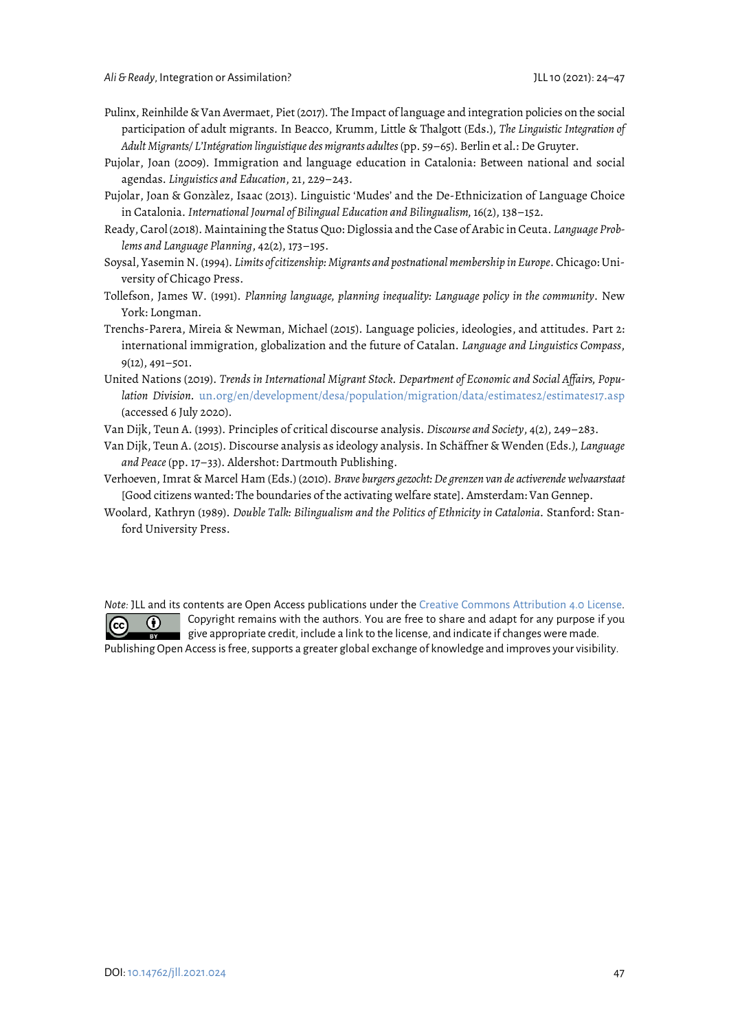Pulinx, Reinhilde & Van Avermaet, Piet (2017). The Impact of language and integration policies on the social participation of adult migrants. In Beacco, Krumm, Little & Thalgott (Eds.), *The Linguistic Integration of Adult Migrants/ L'Intégration linguistique des migrants adultes* (pp. 59–65). Berlin et al.: De Gruyter.

Pujolar, Joan (2009). Immigration and language education in Catalonia: Between national and social agendas. *Linguistics and Education*, 21, 229–243.

Pujolar, Joan & Gonzàlez, Isaac (2013). Linguistic 'Mudes' and the De-Ethnicization of Language Choice in Catalonia. *International Journal of Bilingual Education and Bilingualism*, 16(2), 138–152.

Ready, Carol (2018). Maintaining the Status Quo: Diglossia and the Case of Arabic in Ceuta. *Language Problems and Language Planning*, 42(2), 173–195.

Soysal, Yasemin N. (1994). *Limits of citizenship: Migrants and postnational membership in Europe*. Chicago: University of Chicago Press.

Tollefson, James W. (1991). *Planning language, planning inequality: Language policy in the community*. New York: Longman.

Trenchs-Parera, Mireia & Newman, Michael (2015). Language policies, ideologies, and attitudes. Part 2: international immigration, globalization and the future of Catalan. *Language and Linguistics Compass*, 9(12), 491–501.

United Nations (2019). *Trends in International Migrant Stock. Department of Economic and Social Affairs, Population Division.* un.org/en/development/desa/population/migration/data/estimates2/estimates17.asp (accessed 6 July 2020).

Van Dijk, Teun A. (1993). Principles of critical discourse analysis. *Discourse and Society*, 4(2), 249–283.

Van Dijk, Teun A. (2015). Discourse analysis as ideology analysis. In Schäffner & Wenden (Eds.), *Language and Peace* (pp. 17–33). Aldershot: Dartmouth Publishing.

Verhoeven, Imrat & Marcel Ham (Eds.) (2010). *Brave burgers gezocht: De grenzen van de activerende welvaarstaat* [Good citizens wanted: The boundaries of the activating welfare state]. Amsterdam: Van Gennep.

Woolard, Kathryn (1989). *Double Talk: Bilingualism and the Politics of Ethnicity in Catalonia*. Stanford: Stanford University Press.

*Note:* JLL and its contents are Open Access publications under the Creative Commons Attribution 4.0 License. Copyright remains with the authors. You are free to share and adapt for any purpose if you give appropriate credit, include a link to the license, and indicate if changes were made. Publishing Open Access is free, supports a greater global exchange of knowledge and improves your visibility.

DOI: 10.14762/jll.2021.024